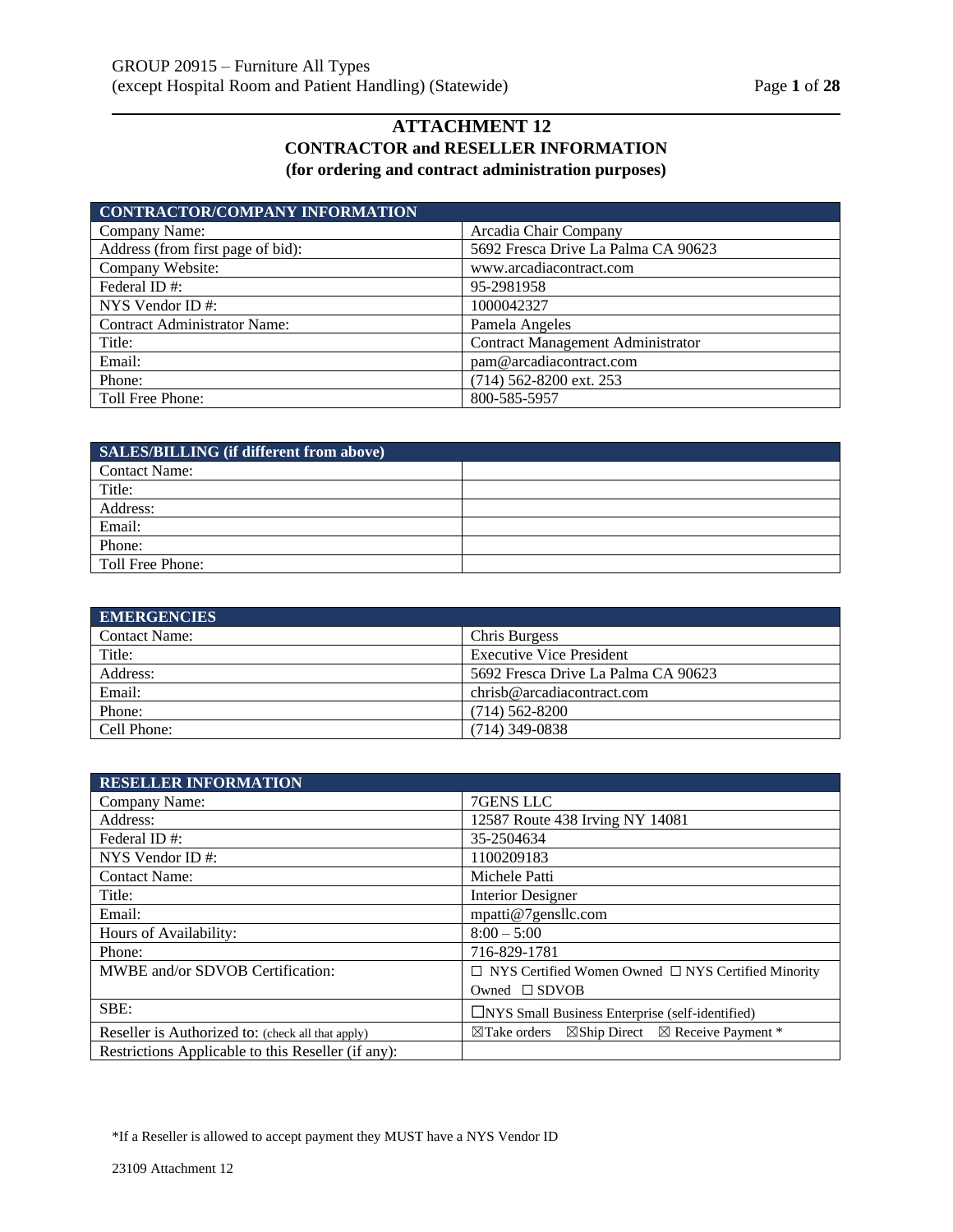# ATTACHMENT 12
## CONTRACTOR and RESELLER INFORMATION
### (for ordering and contract administration purposes)

| CONTRACTOR/COMPANY INFORMATION | |
|---|---|
| Company Name: | Arcadia Chair Company |
| Address (from first page of bid): | 5692 Fresca Drive La Palma CA 90623 |
| Company Website: | www.arcadiacontract.com |
| Federal ID #: | 95-2981958 |
| NYS Vendor ID #: | 1000042327 |
| Contract Administrator Name: | Pamela Angeles |
| Title: | Contract Management Administrator |
| Email: | pam@arcadiacontract.com |
| Phone: | (714) 562-8200 ext. 253 |
| Toll Free Phone: | 800-585-5957 |

| SALES/BILLING (if different from above) | |
|---|---|
| Contact Name: | |
| Title: | |
| Address: | |
| Email: | |
| Phone: | |
| Toll Free Phone: | |

| EMERGENCIES | |
|---|---|
| Contact Name: | Chris Burgess |
| Title: | Executive Vice President |
| Address: | 5692 Fresca Drive La Palma CA 90623 |
| Email: | chrisb@arcadiacontract.com |
| Phone: | (714) 562-8200 |
| Cell Phone: | (714) 349-0838 |

| RESELLER INFORMATION | |
|---|---|
| Company Name: | 7GENS LLC |
| Address: | 12587 Route 438 Irving NY 14081 |
| Federal ID #: | 35-2504634 |
| NYS Vendor ID #: | 1100209183 |
| Contact Name: | Michele Patti |
| Title: | Interior Designer |
| Email: | mpatti@7gensllc.com |
| Hours of Availability: | 8:00 – 5:00 |
| Phone: | 716-829-1781 |
| MWBE and/or SDVOB Certification: | ☐ NYS Certified Women Owned ☐ NYS Certified Minority Owned ☐ SDVOB |
| SBE: | ☐NYS Small Business Enterprise (self-identified) |
| Reseller is Authorized to: (check all that apply) | ☒Take orders ☒Ship Direct ☒ Receive Payment * |
| Restrictions Applicable to this Reseller (if any): | |

*If a Reseller is allowed to accept payment they MUST have a NYS Vendor ID

23109 Attachment 12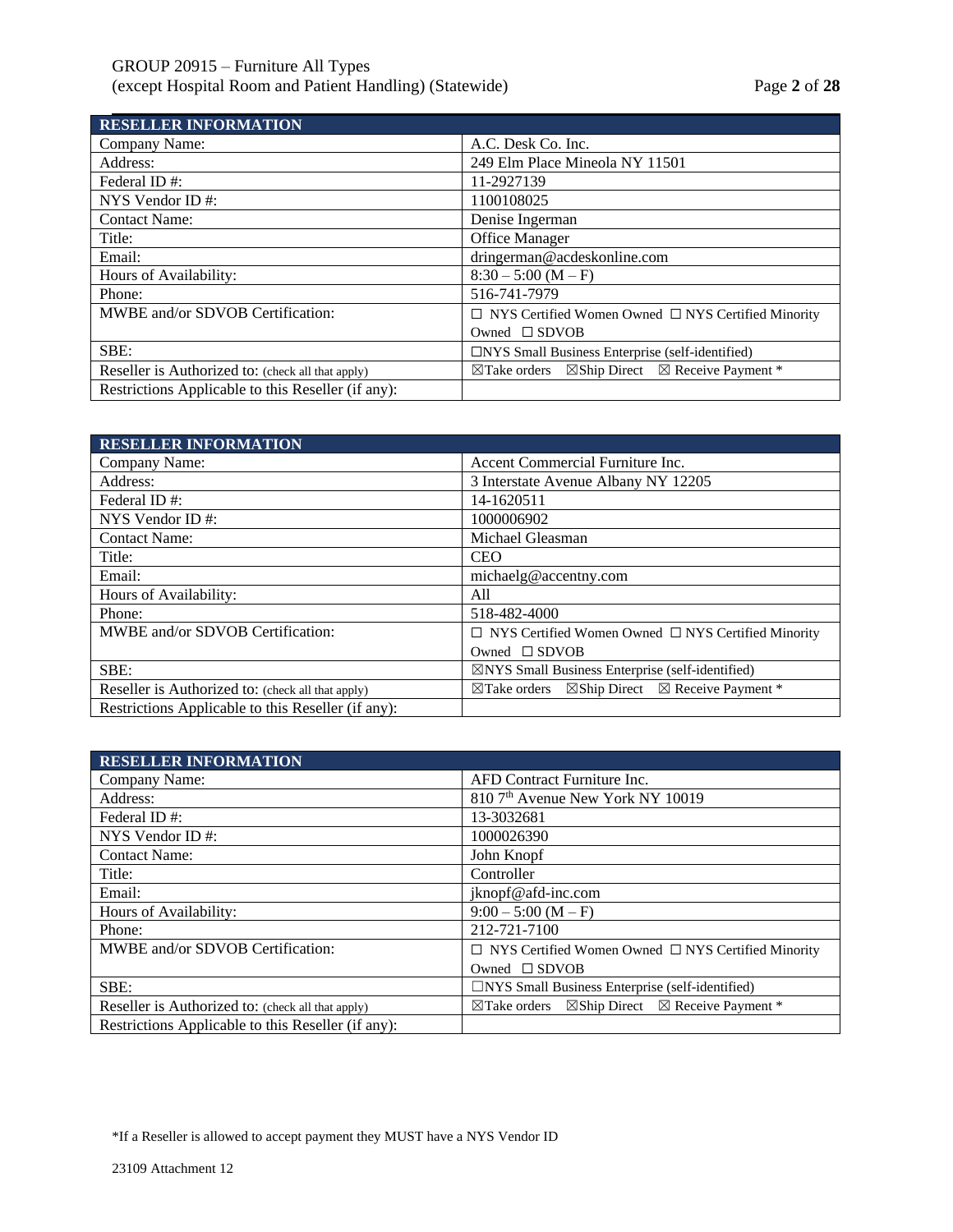| RESELLER INFORMATION | |
|---|---|
| Company Name: | A.C. Desk Co. Inc. |
| Address: | 249 Elm Place Mineola NY 11501 |
| Federal ID #: | 11-2927139 |
| NYS Vendor ID #: | 1100108025 |
| Contact Name: | Denise Ingerman |
| Title: | Office Manager |
| Email: | dringerman@acdeskonline.com |
| Hours of Availability: | 8:30 – 5:00 (M – F) |
| Phone: | 516-741-7979 |
| MWBE and/or SDVOB Certification: | ☐ NYS Certified Women Owned ☐ NYS Certified Minority Owned ☐ SDVOB |
| SBE: | ☐NYS Small Business Enterprise (self-identified) |
| Reseller is Authorized to: (check all that apply) | ☒Take orders ☒Ship Direct ☒ Receive Payment * |
| Restrictions Applicable to this Reseller (if any): | |

| RESELLER INFORMATION | |
|---|---|
| Company Name: | Accent Commercial Furniture Inc. |
| Address: | 3 Interstate Avenue Albany NY 12205 |
| Federal ID #: | 14-1620511 |
| NYS Vendor ID #: | 1000006902 |
| Contact Name: | Michael Gleasman |
| Title: | CEO |
| Email: | michaelg@accentny.com |
| Hours of Availability: | All |
| Phone: | 518-482-4000 |
| MWBE and/or SDVOB Certification: | ☐ NYS Certified Women Owned ☐ NYS Certified Minority Owned ☐ SDVOB |
| SBE: | ☒NYS Small Business Enterprise (self-identified) |
| Reseller is Authorized to: (check all that apply) | ☒Take orders ☒Ship Direct ☒ Receive Payment * |
| Restrictions Applicable to this Reseller (if any): | |

| RESELLER INFORMATION | |
|---|---|
| Company Name: | AFD Contract Furniture Inc. |
| Address: | 810 7th Avenue New York NY 10019 |
| Federal ID #: | 13-3032681 |
| NYS Vendor ID #: | 1000026390 |
| Contact Name: | John Knopf |
| Title: | Controller |
| Email: | jknopf@afd-inc.com |
| Hours of Availability: | 9:00 – 5:00 (M – F) |
| Phone: | 212-721-7100 |
| MWBE and/or SDVOB Certification: | ☐ NYS Certified Women Owned ☐ NYS Certified Minority Owned ☐ SDVOB |
| SBE: | ☐NYS Small Business Enterprise (self-identified) |
| Reseller is Authorized to: (check all that apply) | ☒Take orders ☒Ship Direct ☒ Receive Payment * |
| Restrictions Applicable to this Reseller (if any): | |

*If a Reseller is allowed to accept payment they MUST have a NYS Vendor ID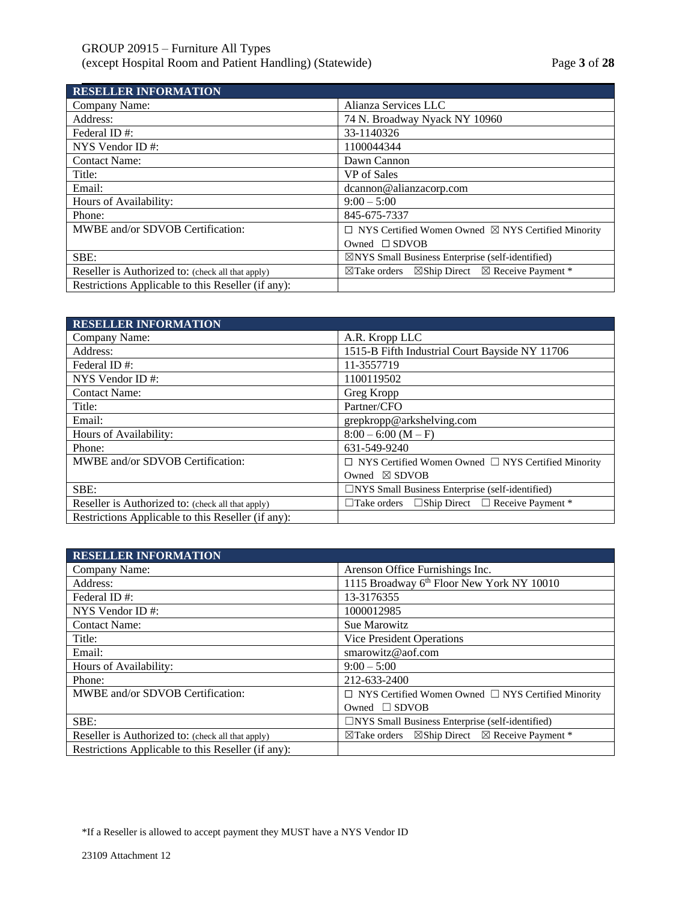| RESELLER INFORMATION | |
|---|---|
| Company Name: | Alianza Services LLC |
| Address: | 74 N. Broadway Nyack NY 10960 |
| Federal ID #: | 33-1140326 |
| NYS Vendor ID #: | 1100044344 |
| Contact Name: | Dawn Cannon |
| Title: | VP of Sales |
| Email: | dcannon@alianzacorp.com |
| Hours of Availability: | 9:00 – 5:00 |
| Phone: | 845-675-7337 |
| MWBE and/or SDVOB Certification: | ☐ NYS Certified Women Owned ☒ NYS Certified Minority Owned ☐ SDVOB |
| SBE: | ☒NYS Small Business Enterprise (self-identified) |
| Reseller is Authorized to: (check all that apply) | ☒Take orders ☒Ship Direct ☒ Receive Payment * |
| Restrictions Applicable to this Reseller (if any): | |

| RESELLER INFORMATION | |
|---|---|
| Company Name: | A.R. Kropp LLC |
| Address: | 1515-B Fifth Industrial Court Bayside NY 11706 |
| Federal ID #: | 11-3557719 |
| NYS Vendor ID #: | 1100119502 |
| Contact Name: | Greg Kropp |
| Title: | Partner/CFO |
| Email: | grepkropp@arkshelving.com |
| Hours of Availability: | 8:00 – 6:00 (M – F) |
| Phone: | 631-549-9240 |
| MWBE and/or SDVOB Certification: | ☐ NYS Certified Women Owned ☐ NYS Certified Minority Owned ☒ SDVOB |
| SBE: | ☐NYS Small Business Enterprise (self-identified) |
| Reseller is Authorized to: (check all that apply) | ☐Take orders ☐Ship Direct ☐ Receive Payment * |
| Restrictions Applicable to this Reseller (if any): | |

| RESELLER INFORMATION | |
|---|---|
| Company Name: | Arenson Office Furnishings Inc. |
| Address: | 1115 Broadway 6th Floor New York NY 10010 |
| Federal ID #: | 13-3176355 |
| NYS Vendor ID #: | 1000012985 |
| Contact Name: | Sue Marowitz |
| Title: | Vice President Operations |
| Email: | smarowitz@aof.com |
| Hours of Availability: | 9:00 – 5:00 |
| Phone: | 212-633-2400 |
| MWBE and/or SDVOB Certification: | ☐ NYS Certified Women Owned ☐ NYS Certified Minority Owned ☐ SDVOB |
| SBE: | ☐NYS Small Business Enterprise (self-identified) |
| Reseller is Authorized to: (check all that apply) | ☒Take orders ☒Ship Direct ☒ Receive Payment * |
| Restrictions Applicable to this Reseller (if any): | |

*If a Reseller is allowed to accept payment they MUST have a NYS Vendor ID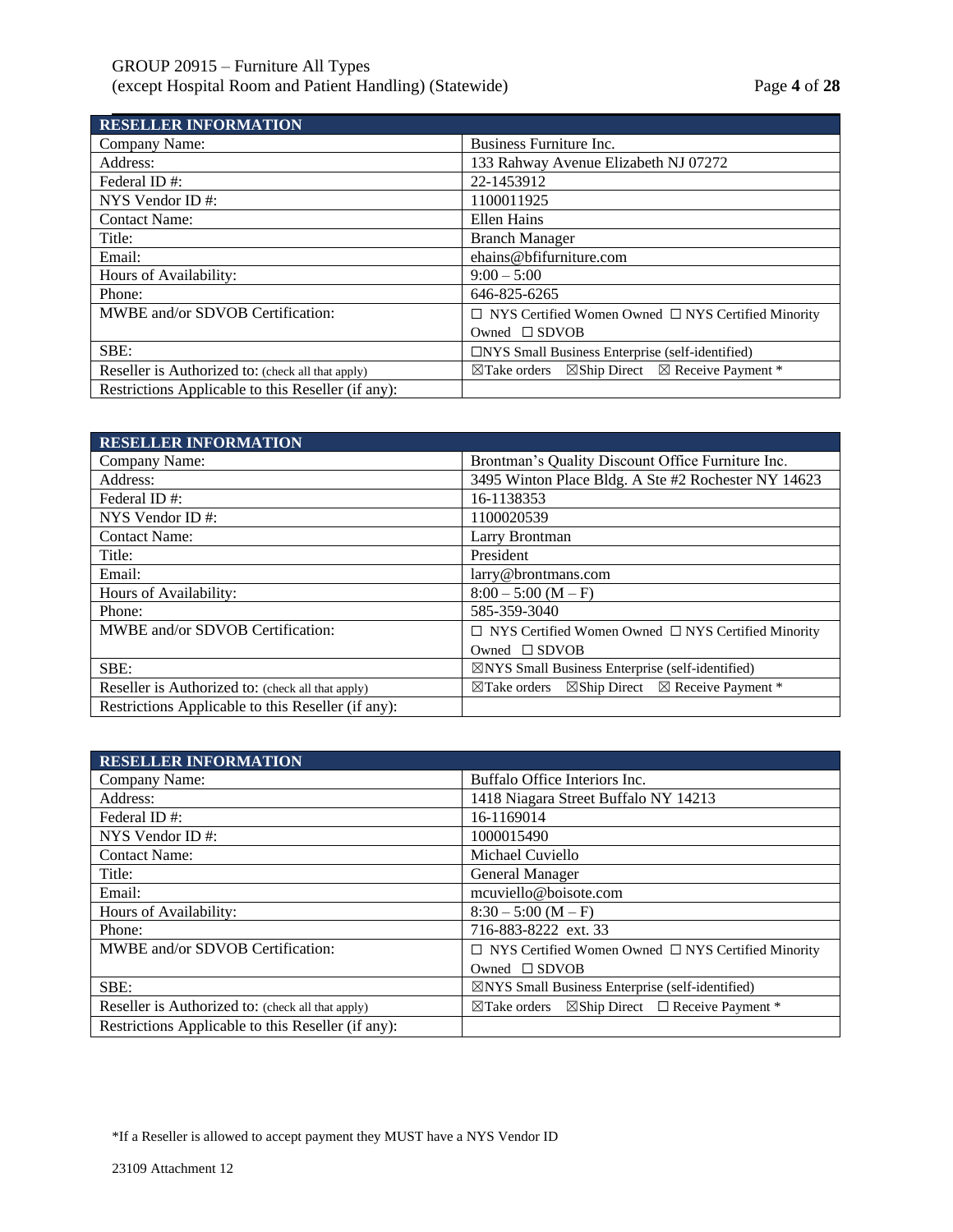| RESELLER INFORMATION | |
|---|---|
| Company Name: | Business Furniture Inc. |
| Address: | 133 Rahway Avenue Elizabeth NJ 07272 |
| Federal ID #: | 22-1453912 |
| NYS Vendor ID #: | 1100011925 |
| Contact Name: | Ellen Hains |
| Title: | Branch Manager |
| Email: | ehains@bfifurniture.com |
| Hours of Availability: | 9:00 – 5:00 |
| Phone: | 646-825-6265 |
| MWBE and/or SDVOB Certification: | ☐ NYS Certified Women Owned ☐ NYS Certified Minority Owned ☐ SDVOB |
| SBE: | ☐NYS Small Business Enterprise (self-identified) |
| Reseller is Authorized to: (check all that apply) | ☒Take orders ☒Ship Direct ☒ Receive Payment * |
| Restrictions Applicable to this Reseller (if any): | |

| RESELLER INFORMATION | |
|---|---|
| Company Name: | Brontman's Quality Discount Office Furniture Inc. |
| Address: | 3495 Winton Place Bldg. A Ste #2 Rochester NY 14623 |
| Federal ID #: | 16-1138353 |
| NYS Vendor ID #: | 1100020539 |
| Contact Name: | Larry Brontman |
| Title: | President |
| Email: | larry@brontmans.com |
| Hours of Availability: | 8:00 – 5:00 (M – F) |
| Phone: | 585-359-3040 |
| MWBE and/or SDVOB Certification: | ☐ NYS Certified Women Owned ☐ NYS Certified Minority Owned ☐ SDVOB |
| SBE: | ☒NYS Small Business Enterprise (self-identified) |
| Reseller is Authorized to: (check all that apply) | ☒Take orders ☒Ship Direct ☒ Receive Payment * |
| Restrictions Applicable to this Reseller (if any): | |

| RESELLER INFORMATION | |
|---|---|
| Company Name: | Buffalo Office Interiors Inc. |
| Address: | 1418 Niagara Street Buffalo NY 14213 |
| Federal ID #: | 16-1169014 |
| NYS Vendor ID #: | 1000015490 |
| Contact Name: | Michael Cuviello |
| Title: | General Manager |
| Email: | mcuviello@boisote.com |
| Hours of Availability: | 8:30 – 5:00 (M – F) |
| Phone: | 716-883-8222 ext. 33 |
| MWBE and/or SDVOB Certification: | ☐ NYS Certified Women Owned ☐ NYS Certified Minority Owned ☐ SDVOB |
| SBE: | ☒NYS Small Business Enterprise (self-identified) |
| Reseller is Authorized to: (check all that apply) | ☒Take orders ☒Ship Direct ☐ Receive Payment * |
| Restrictions Applicable to this Reseller (if any): | |

*If a Reseller is allowed to accept payment they MUST have a NYS Vendor ID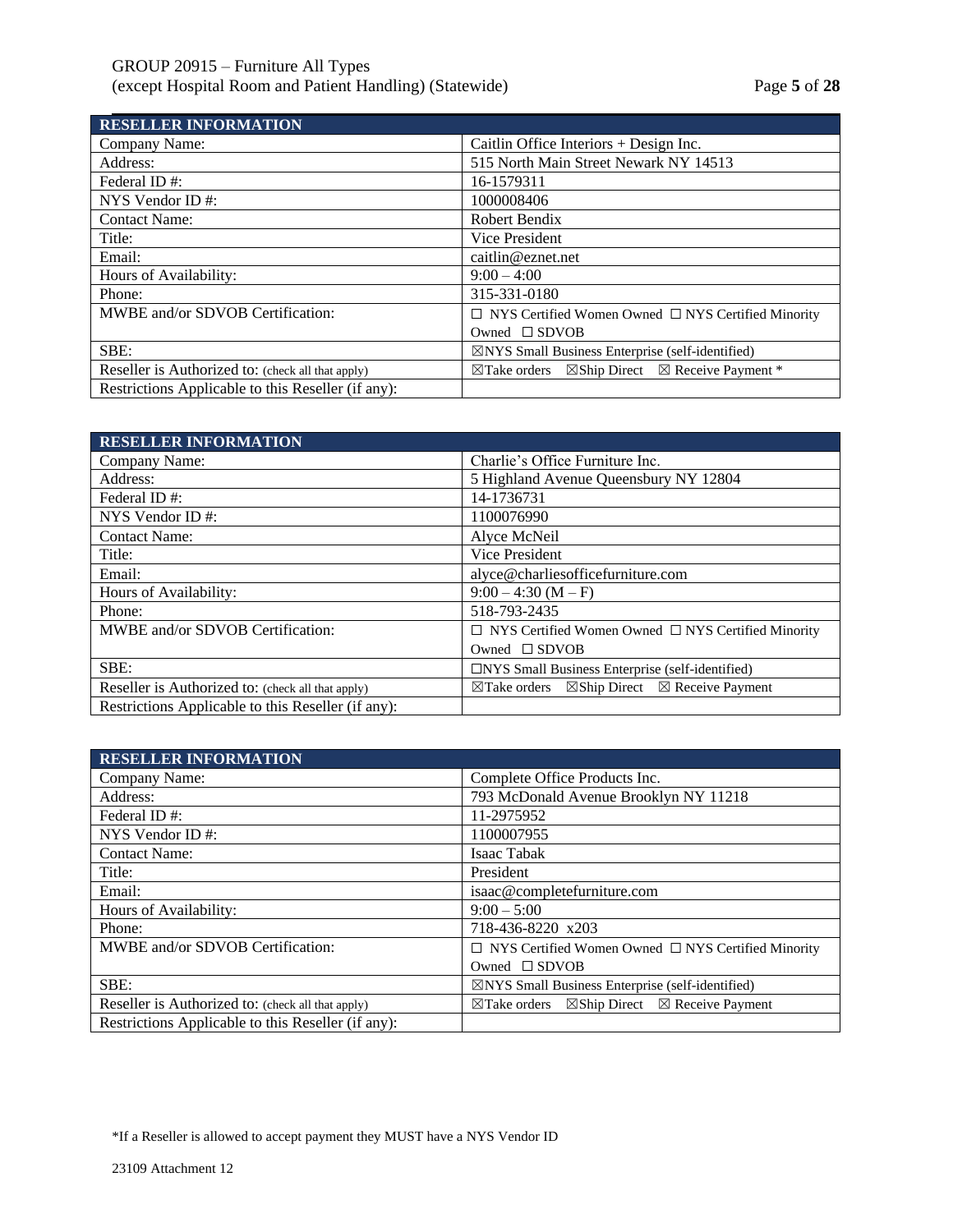| RESELLER INFORMATION | |
|---|---|
| Company Name: | Caitlin Office Interiors + Design Inc. |
| Address: | 515 North Main Street Newark NY 14513 |
| Federal ID #: | 16-1579311 |
| NYS Vendor ID #: | 1000008406 |
| Contact Name: | Robert Bendix |
| Title: | Vice President |
| Email: | caitlin@eznet.net |
| Hours of Availability: | 9:00 – 4:00 |
| Phone: | 315-331-0180 |
| MWBE and/or SDVOB Certification: | ☐ NYS Certified Women Owned ☐ NYS Certified Minority Owned ☐ SDVOB |
| SBE: | ☒NYS Small Business Enterprise (self-identified) |
| Reseller is Authorized to: (check all that apply) | ☒Take orders ☒Ship Direct ☒ Receive Payment * |
| Restrictions Applicable to this Reseller (if any): | |

| RESELLER INFORMATION | |
|---|---|
| Company Name: | Charlie's Office Furniture Inc. |
| Address: | 5 Highland Avenue Queensbury NY 12804 |
| Federal ID #: | 14-1736731 |
| NYS Vendor ID #: | 1100076990 |
| Contact Name: | Alyce McNeil |
| Title: | Vice President |
| Email: | alyce@charliesofficefurniture.com |
| Hours of Availability: | 9:00 – 4:30 (M – F) |
| Phone: | 518-793-2435 |
| MWBE and/or SDVOB Certification: | ☐ NYS Certified Women Owned ☐ NYS Certified Minority Owned ☐ SDVOB |
| SBE: | ☐NYS Small Business Enterprise (self-identified) |
| Reseller is Authorized to: (check all that apply) | ☒Take orders ☒Ship Direct ☒ Receive Payment |
| Restrictions Applicable to this Reseller (if any): | |

| RESELLER INFORMATION | |
|---|---|
| Company Name: | Complete Office Products Inc. |
| Address: | 793 McDonald Avenue Brooklyn NY 11218 |
| Federal ID #: | 11-2975952 |
| NYS Vendor ID #: | 1100007955 |
| Contact Name: | Isaac Tabak |
| Title: | President |
| Email: | isaac@completefurniture.com |
| Hours of Availability: | 9:00 – 5:00 |
| Phone: | 718-436-8220 x203 |
| MWBE and/or SDVOB Certification: | ☐ NYS Certified Women Owned ☐ NYS Certified Minority Owned ☐ SDVOB |
| SBE: | ☒NYS Small Business Enterprise (self-identified) |
| Reseller is Authorized to: (check all that apply) | ☒Take orders ☒Ship Direct ☒ Receive Payment |
| Restrictions Applicable to this Reseller (if any): | |

*If a Reseller is allowed to accept payment they MUST have a NYS Vendor ID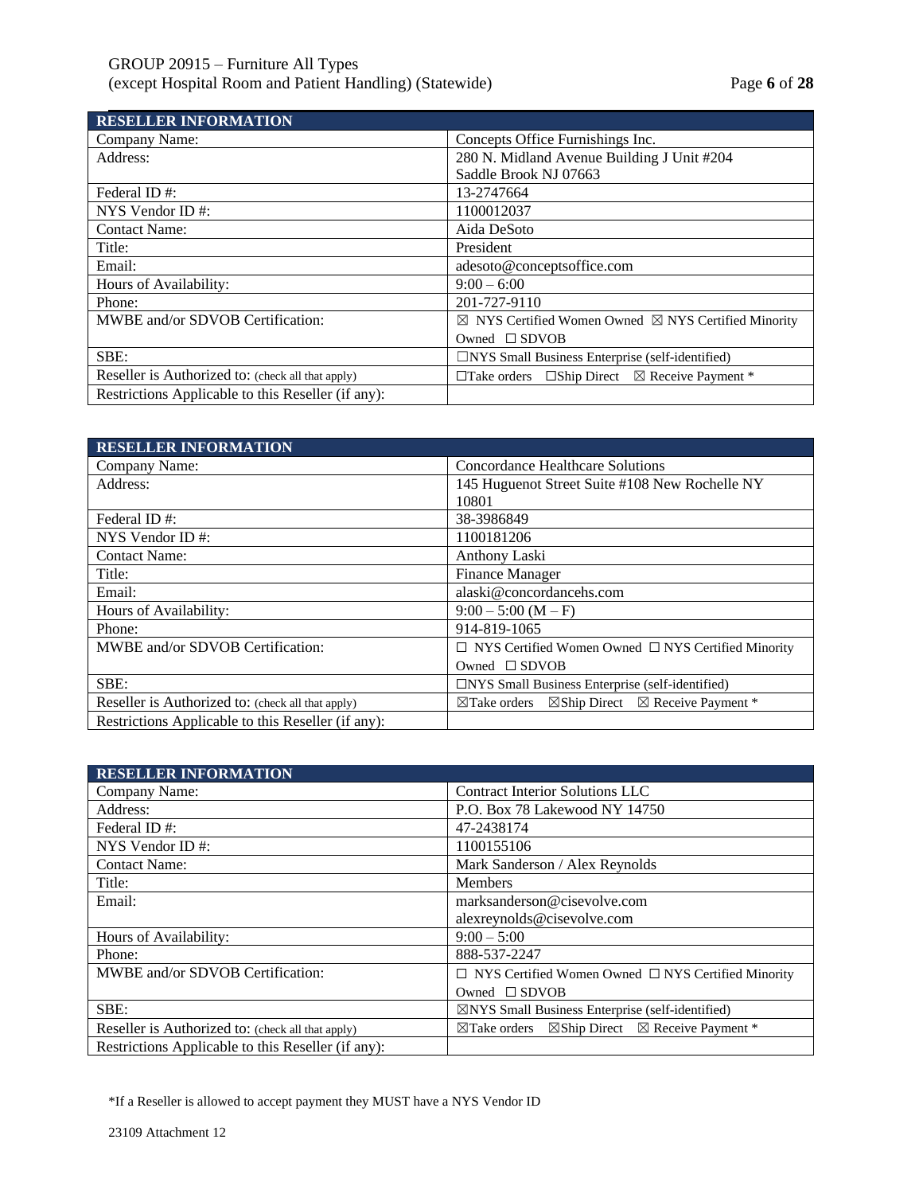| RESELLER INFORMATION | |
|---|---|
| Company Name: | Concepts Office Furnishings Inc. |
| Address: | 280 N. Midland Avenue Building J Unit #204 Saddle Brook NJ 07663 |
| Federal ID #: | 13-2747664 |
| NYS Vendor ID #: | 1100012037 |
| Contact Name: | Aida DeSoto |
| Title: | President |
| Email: | adesoto@conceptsoffice.com |
| Hours of Availability: | 9:00 – 6:00 |
| Phone: | 201-727-9110 |
| MWBE and/or SDVOB Certification: | ☒ NYS Certified Women Owned ☒ NYS Certified Minority Owned ☐ SDVOB |
| SBE: | ☐NYS Small Business Enterprise (self-identified) |
| Reseller is Authorized to: (check all that apply) | ☐Take orders ☐Ship Direct ☒ Receive Payment * |
| Restrictions Applicable to this Reseller (if any): | |

| RESELLER INFORMATION | |
|---|---|
| Company Name: | Concordance Healthcare Solutions |
| Address: | 145 Huguenot Street Suite #108 New Rochelle NY 10801 |
| Federal ID #: | 38-3986849 |
| NYS Vendor ID #: | 1100181206 |
| Contact Name: | Anthony Laski |
| Title: | Finance Manager |
| Email: | alaski@concordancehs.com |
| Hours of Availability: | 9:00 – 5:00 (M – F) |
| Phone: | 914-819-1065 |
| MWBE and/or SDVOB Certification: | ☐ NYS Certified Women Owned ☐ NYS Certified Minority Owned ☐ SDVOB |
| SBE: | ☐NYS Small Business Enterprise (self-identified) |
| Reseller is Authorized to: (check all that apply) | ☒Take orders ☒Ship Direct ☒ Receive Payment * |
| Restrictions Applicable to this Reseller (if any): | |

| RESELLER INFORMATION | |
|---|---|
| Company Name: | Contract Interior Solutions LLC |
| Address: | P.O. Box 78 Lakewood NY 14750 |
| Federal ID #: | 47-2438174 |
| NYS Vendor ID #: | 1100155106 |
| Contact Name: | Mark Sanderson / Alex Reynolds |
| Title: | Members |
| Email: | marksanderson@cisevolve.com alexreynolds@cisevolve.com |
| Hours of Availability: | 9:00 – 5:00 |
| Phone: | 888-537-2247 |
| MWBE and/or SDVOB Certification: | ☐ NYS Certified Women Owned ☐ NYS Certified Minority Owned ☐ SDVOB |
| SBE: | ☒NYS Small Business Enterprise (self-identified) |
| Reseller is Authorized to: (check all that apply) | ☒Take orders ☒Ship Direct ☒ Receive Payment * |
| Restrictions Applicable to this Reseller (if any): | |

*If a Reseller is allowed to accept payment they MUST have a NYS Vendor ID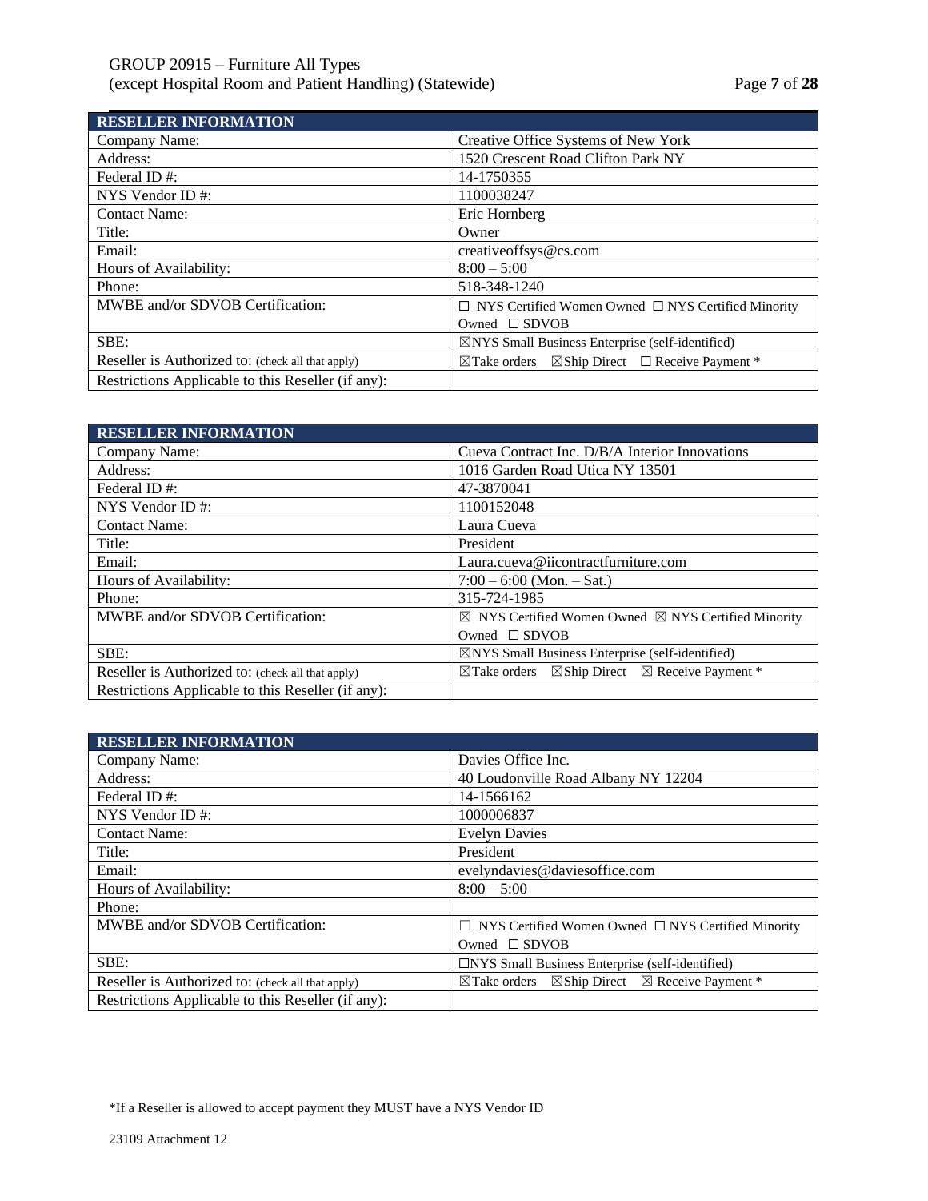| RESELLER INFORMATION | |
|---|---|
| Company Name: | Creative Office Systems of New York |
| Address: | 1520 Crescent Road Clifton Park NY |
| Federal ID #: | 14-1750355 |
| NYS Vendor ID #: | 1100038247 |
| Contact Name: | Eric Hornberg |
| Title: | Owner |
| Email: | creativeoffsys@cs.com |
| Hours of Availability: | 8:00 – 5:00 |
| Phone: | 518-348-1240 |
| MWBE and/or SDVOB Certification: | ☐ NYS Certified Women Owned ☐ NYS Certified Minority Owned ☐ SDVOB |
| SBE: | ☒NYS Small Business Enterprise (self-identified) |
| Reseller is Authorized to: (check all that apply) | ☒Take orders ☒Ship Direct ☐ Receive Payment * |
| Restrictions Applicable to this Reseller (if any): | |

| RESELLER INFORMATION | |
|---|---|
| Company Name: | Cueva Contract Inc. D/B/A Interior Innovations |
| Address: | 1016 Garden Road Utica NY 13501 |
| Federal ID #: | 47-3870041 |
| NYS Vendor ID #: | 1100152048 |
| Contact Name: | Laura Cueva |
| Title: | President |
| Email: | Laura.cueva@iicontractfurniture.com |
| Hours of Availability: | 7:00 – 6:00 (Mon. – Sat.) |
| Phone: | 315-724-1985 |
| MWBE and/or SDVOB Certification: | ☒ NYS Certified Women Owned ☒ NYS Certified Minority Owned ☐ SDVOB |
| SBE: | ☒NYS Small Business Enterprise (self-identified) |
| Reseller is Authorized to: (check all that apply) | ☒Take orders ☒Ship Direct ☒ Receive Payment * |
| Restrictions Applicable to this Reseller (if any): | |

| RESELLER INFORMATION | |
|---|---|
| Company Name: | Davies Office Inc. |
| Address: | 40 Loudonville Road Albany NY 12204 |
| Federal ID #: | 14-1566162 |
| NYS Vendor ID #: | 1000006837 |
| Contact Name: | Evelyn Davies |
| Title: | President |
| Email: | evelyndavies@daviesoffice.com |
| Hours of Availability: | 8:00 – 5:00 |
| Phone: | |
| MWBE and/or SDVOB Certification: | ☐ NYS Certified Women Owned ☐ NYS Certified Minority Owned ☐ SDVOB |
| SBE: | ☐NYS Small Business Enterprise (self-identified) |
| Reseller is Authorized to: (check all that apply) | ☒Take orders ☒Ship Direct ☒ Receive Payment * |
| Restrictions Applicable to this Reseller (if any): | |

*If a Reseller is allowed to accept payment they MUST have a NYS Vendor ID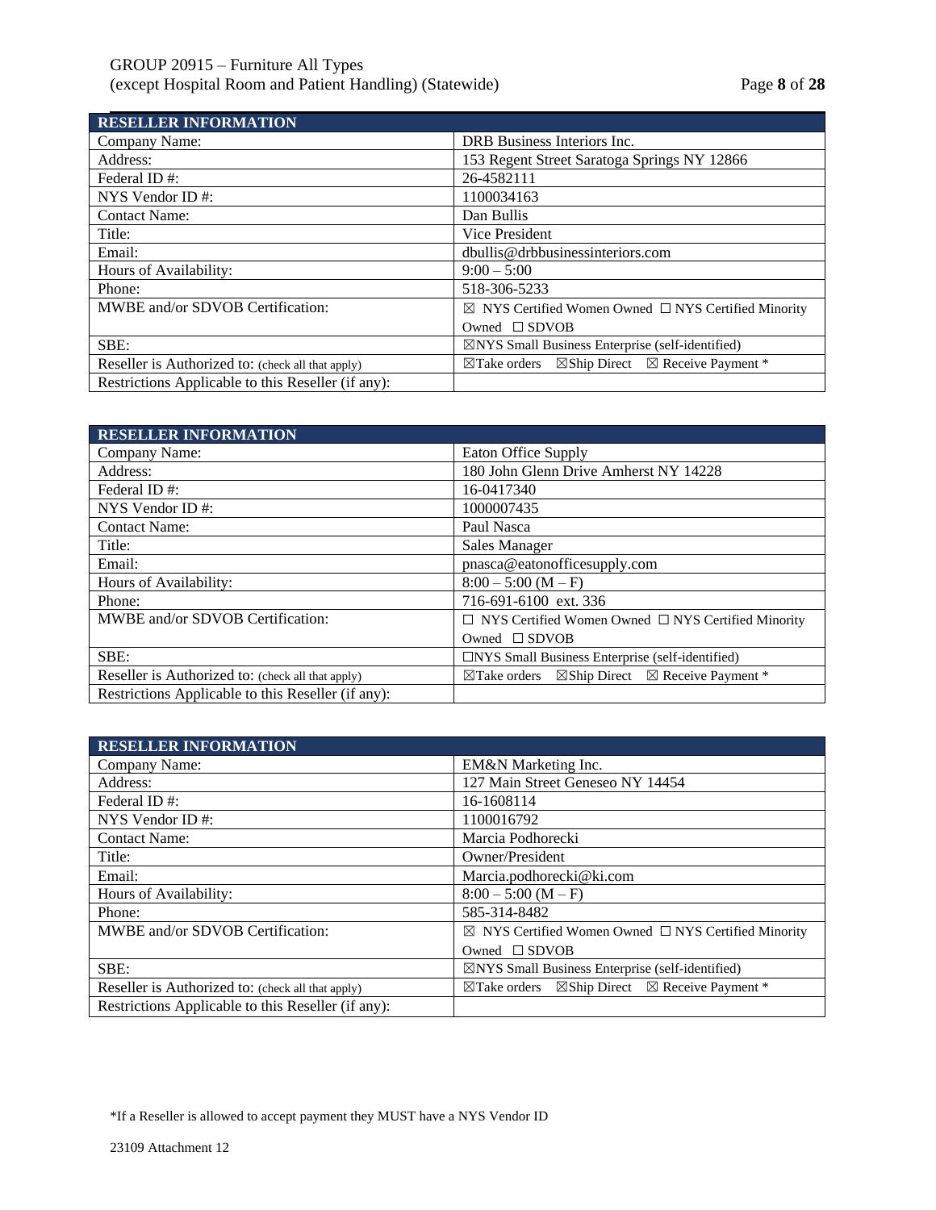| RESELLER INFORMATION | |
|---|---|
| Company Name: | DRB Business Interiors Inc. |
| Address: | 153 Regent Street Saratoga Springs NY 12866 |
| Federal ID #: | 26-4582111 |
| NYS Vendor ID #: | 1100034163 |
| Contact Name: | Dan Bullis |
| Title: | Vice President |
| Email: | dbullis@drbbusinessinteriors.com |
| Hours of Availability: | 9:00 – 5:00 |
| Phone: | 518-306-5233 |
| MWBE and/or SDVOB Certification: | ☒ NYS Certified Women Owned ☐ NYS Certified Minority Owned ☐ SDVOB |
| SBE: | ☒NYS Small Business Enterprise (self-identified) |
| Reseller is Authorized to: (check all that apply) | ☒Take orders ☒Ship Direct ☒ Receive Payment * |
| Restrictions Applicable to this Reseller (if any): | |

| RESELLER INFORMATION | |
|---|---|
| Company Name: | Eaton Office Supply |
| Address: | 180 John Glenn Drive Amherst NY 14228 |
| Federal ID #: | 16-0417340 |
| NYS Vendor ID #: | 1000007435 |
| Contact Name: | Paul Nasca |
| Title: | Sales Manager |
| Email: | pnasca@eatonofficesupply.com |
| Hours of Availability: | 8:00 – 5:00 (M – F) |
| Phone: | 716-691-6100 ext. 336 |
| MWBE and/or SDVOB Certification: | ☐ NYS Certified Women Owned ☐ NYS Certified Minority Owned ☐ SDVOB |
| SBE: | ☐NYS Small Business Enterprise (self-identified) |
| Reseller is Authorized to: (check all that apply) | ☒Take orders ☒Ship Direct ☒ Receive Payment * |
| Restrictions Applicable to this Reseller (if any): | |

| RESELLER INFORMATION | |
|---|---|
| Company Name: | EM&N Marketing Inc. |
| Address: | 127 Main Street Geneseo NY 14454 |
| Federal ID #: | 16-1608114 |
| NYS Vendor ID #: | 1100016792 |
| Contact Name: | Marcia Podhorecki |
| Title: | Owner/President |
| Email: | Marcia.podhorecki@ki.com |
| Hours of Availability: | 8:00 – 5:00 (M – F) |
| Phone: | 585-314-8482 |
| MWBE and/or SDVOB Certification: | ☒ NYS Certified Women Owned ☐ NYS Certified Minority Owned ☐ SDVOB |
| SBE: | ☒NYS Small Business Enterprise (self-identified) |
| Reseller is Authorized to: (check all that apply) | ☒Take orders ☒Ship Direct ☒ Receive Payment * |
| Restrictions Applicable to this Reseller (if any): | |

*If a Reseller is allowed to accept payment they MUST have a NYS Vendor ID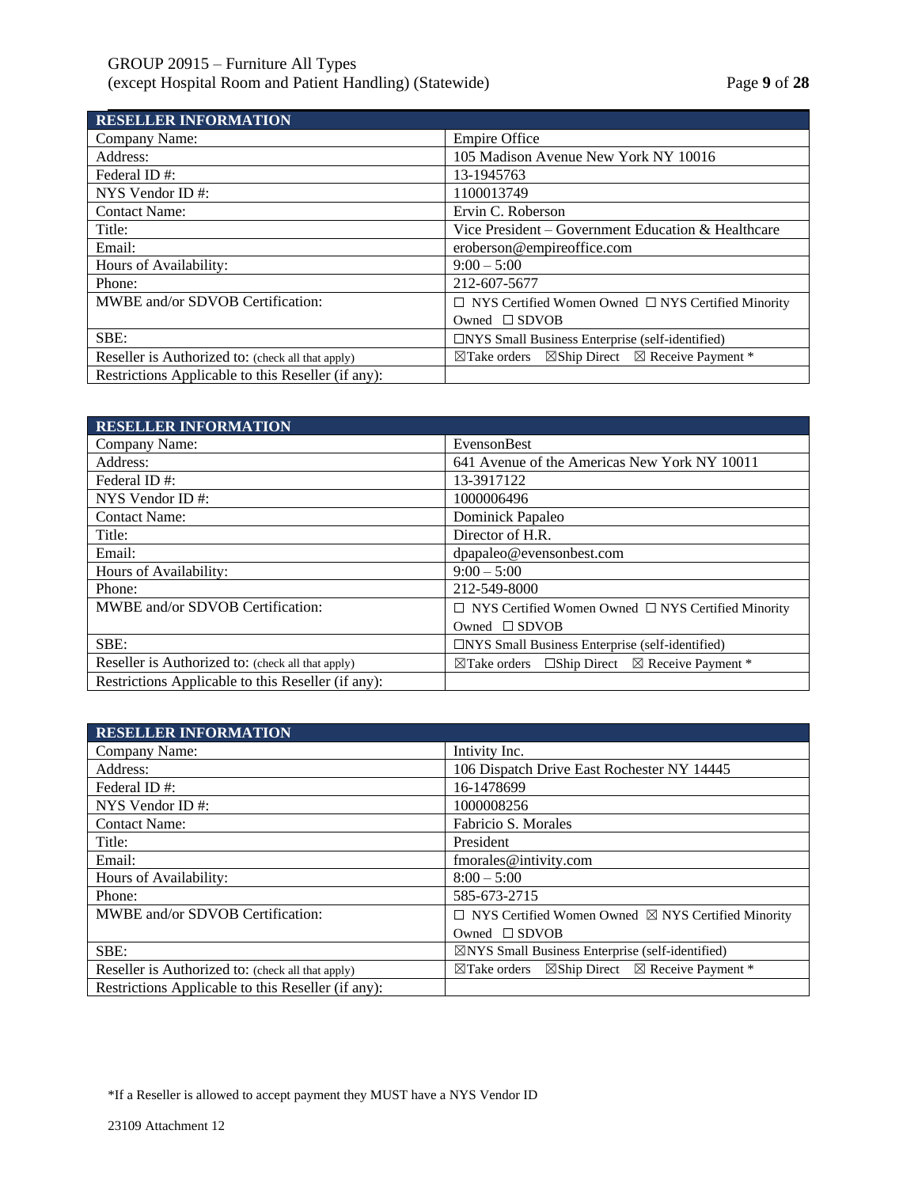| RESELLER INFORMATION | |
|---|---|
| Company Name: | Empire Office |
| Address: | 105 Madison Avenue New York NY 10016 |
| Federal ID #: | 13-1945763 |
| NYS Vendor ID #: | 1100013749 |
| Contact Name: | Ervin C. Roberson |
| Title: | Vice President – Government Education & Healthcare |
| Email: | eroberson@empireoffice.com |
| Hours of Availability: | 9:00 – 5:00 |
| Phone: | 212-607-5677 |
| MWBE and/or SDVOB Certification: | ☐ NYS Certified Women Owned ☐ NYS Certified Minority Owned ☐ SDVOB |
| SBE: | ☐NYS Small Business Enterprise (self-identified) |
| Reseller is Authorized to: (check all that apply) | ☒Take orders ☒Ship Direct ☒ Receive Payment * |
| Restrictions Applicable to this Reseller (if any): | |

| RESELLER INFORMATION | |
|---|---|
| Company Name: | EvensonBest |
| Address: | 641 Avenue of the Americas New York NY 10011 |
| Federal ID #: | 13-3917122 |
| NYS Vendor ID #: | 1000006496 |
| Contact Name: | Dominick Papaleo |
| Title: | Director of H.R. |
| Email: | dpapaleo@evensonbest.com |
| Hours of Availability: | 9:00 – 5:00 |
| Phone: | 212-549-8000 |
| MWBE and/or SDVOB Certification: | ☐ NYS Certified Women Owned ☐ NYS Certified Minority Owned ☐ SDVOB |
| SBE: | ☐NYS Small Business Enterprise (self-identified) |
| Reseller is Authorized to: (check all that apply) | ☒Take orders ☐Ship Direct ☒ Receive Payment * |
| Restrictions Applicable to this Reseller (if any): | |

| RESELLER INFORMATION | |
|---|---|
| Company Name: | Intivity Inc. |
| Address: | 106 Dispatch Drive East Rochester NY 14445 |
| Federal ID #: | 16-1478699 |
| NYS Vendor ID #: | 1000008256 |
| Contact Name: | Fabricio S. Morales |
| Title: | President |
| Email: | fmorales@intivity.com |
| Hours of Availability: | 8:00 – 5:00 |
| Phone: | 585-673-2715 |
| MWBE and/or SDVOB Certification: | ☐ NYS Certified Women Owned ☒ NYS Certified Minority Owned ☐ SDVOB |
| SBE: | ☒NYS Small Business Enterprise (self-identified) |
| Reseller is Authorized to: (check all that apply) | ☒Take orders ☒Ship Direct ☒ Receive Payment * |
| Restrictions Applicable to this Reseller (if any): | |

*If a Reseller is allowed to accept payment they MUST have a NYS Vendor ID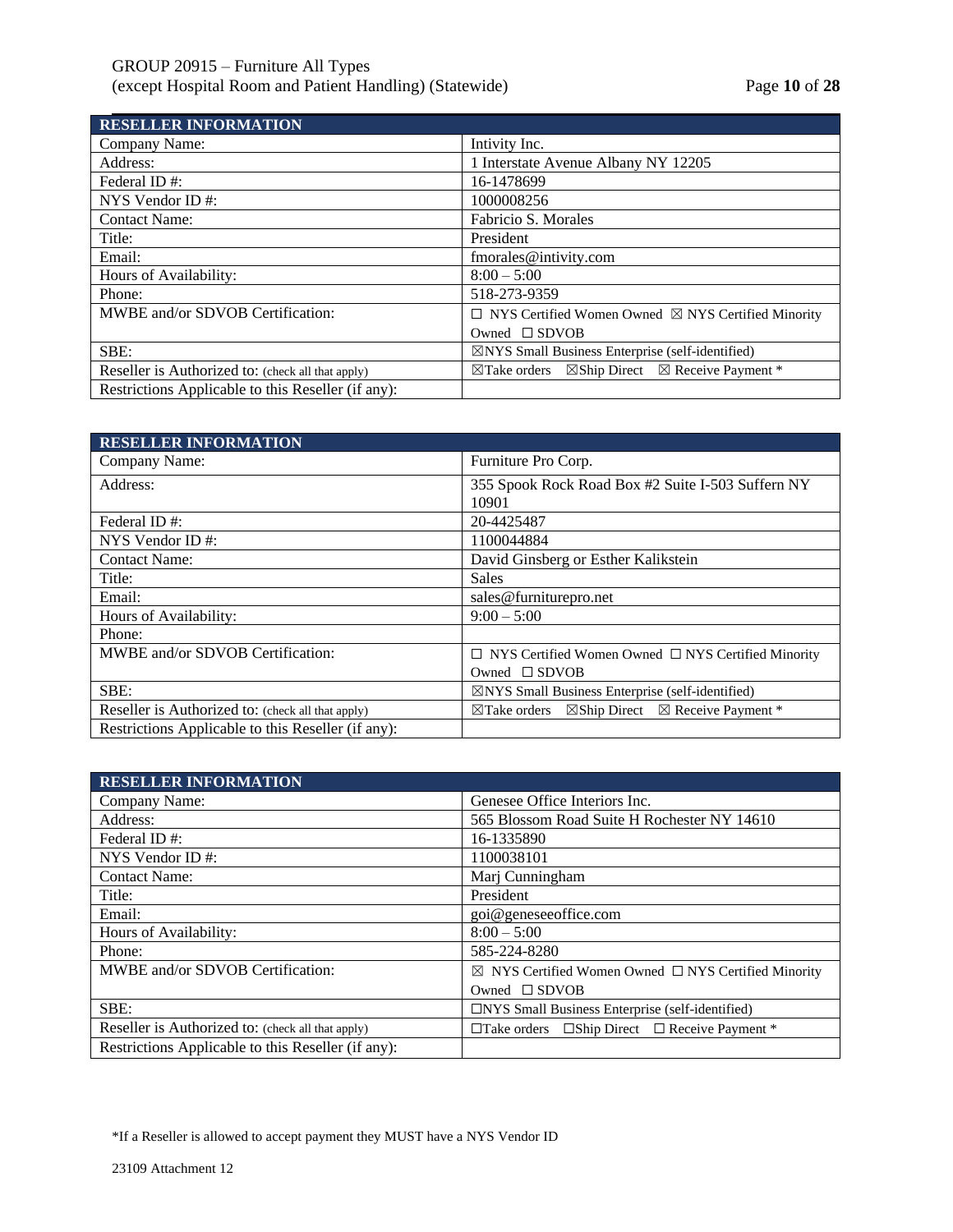| RESELLER INFORMATION | |
|---|---|
| Company Name: | Intivity Inc. |
| Address: | 1 Interstate Avenue Albany NY 12205 |
| Federal ID #: | 16-1478699 |
| NYS Vendor ID #: | 1000008256 |
| Contact Name: | Fabricio S. Morales |
| Title: | President |
| Email: | fmorales@intivity.com |
| Hours of Availability: | 8:00 – 5:00 |
| Phone: | 518-273-9359 |
| MWBE and/or SDVOB Certification: | ☐ NYS Certified Women Owned ☒ NYS Certified Minority Owned ☐ SDVOB |
| SBE: | ☒NYS Small Business Enterprise (self-identified) |
| Reseller is Authorized to: (check all that apply) | ☒Take orders ☒Ship Direct ☒ Receive Payment * |
| Restrictions Applicable to this Reseller (if any): | |

| RESELLER INFORMATION | |
|---|---|
| Company Name: | Furniture Pro Corp. |
| Address: | 355 Spook Rock Road Box #2 Suite I-503 Suffern NY 10901 |
| Federal ID #: | 20-4425487 |
| NYS Vendor ID #: | 1100044884 |
| Contact Name: | David Ginsberg or Esther Kalikstein |
| Title: | Sales |
| Email: | sales@furniturepro.net |
| Hours of Availability: | 9:00 – 5:00 |
| Phone: | |
| MWBE and/or SDVOB Certification: | ☐ NYS Certified Women Owned ☐ NYS Certified Minority Owned ☐ SDVOB |
| SBE: | ☒NYS Small Business Enterprise (self-identified) |
| Reseller is Authorized to: (check all that apply) | ☒Take orders ☒Ship Direct ☒ Receive Payment * |
| Restrictions Applicable to this Reseller (if any): | |

| RESELLER INFORMATION | |
|---|---|
| Company Name: | Genesee Office Interiors Inc. |
| Address: | 565 Blossom Road Suite H Rochester NY 14610 |
| Federal ID #: | 16-1335890 |
| NYS Vendor ID #: | 1100038101 |
| Contact Name: | Marj Cunningham |
| Title: | President |
| Email: | goi@geneseeoffice.com |
| Hours of Availability: | 8:00 – 5:00 |
| Phone: | 585-224-8280 |
| MWBE and/or SDVOB Certification: | ☒ NYS Certified Women Owned ☐ NYS Certified Minority Owned ☐ SDVOB |
| SBE: | ☐NYS Small Business Enterprise (self-identified) |
| Reseller is Authorized to: (check all that apply) | ☐Take orders ☐Ship Direct ☐ Receive Payment * |
| Restrictions Applicable to this Reseller (if any): | |

*If a Reseller is allowed to accept payment they MUST have a NYS Vendor ID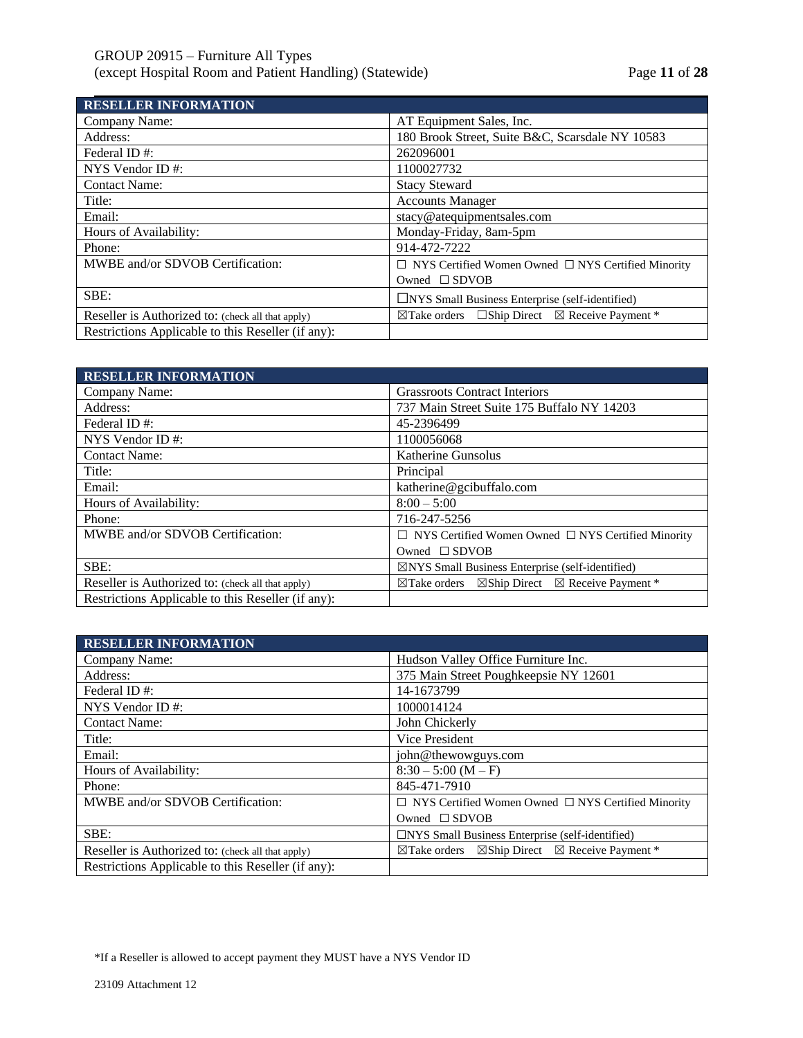| RESELLER INFORMATION | |
|---|---|
| Company Name: | AT Equipment Sales, Inc. |
| Address: | 180 Brook Street, Suite B&C, Scarsdale NY 10583 |
| Federal ID #: | 262096001 |
| NYS Vendor ID #: | 1100027732 |
| Contact Name: | Stacy Steward |
| Title: | Accounts Manager |
| Email: | stacy@atequipmentsales.com |
| Hours of Availability: | Monday-Friday, 8am-5pm |
| Phone: | 914-472-7222 |
| MWBE and/or SDVOB Certification: | ☐ NYS Certified Women Owned ☐ NYS Certified Minority Owned ☐ SDVOB |
| SBE: | ☐NYS Small Business Enterprise (self-identified) |
| Reseller is Authorized to: (check all that apply) | ☒Take orders ☐Ship Direct ☒ Receive Payment * |
| Restrictions Applicable to this Reseller (if any): | |

| RESELLER INFORMATION | |
|---|---|
| Company Name: | Grassroots Contract Interiors |
| Address: | 737 Main Street Suite 175 Buffalo NY 14203 |
| Federal ID #: | 45-2396499 |
| NYS Vendor ID #: | 1100056068 |
| Contact Name: | Katherine Gunsolus |
| Title: | Principal |
| Email: | katherine@gcibuffalo.com |
| Hours of Availability: | 8:00 – 5:00 |
| Phone: | 716-247-5256 |
| MWBE and/or SDVOB Certification: | ☐ NYS Certified Women Owned ☐ NYS Certified Minority Owned ☐ SDVOB |
| SBE: | ☒NYS Small Business Enterprise (self-identified) |
| Reseller is Authorized to: (check all that apply) | ☒Take orders ☒Ship Direct ☒ Receive Payment * |
| Restrictions Applicable to this Reseller (if any): | |

| RESELLER INFORMATION | |
|---|---|
| Company Name: | Hudson Valley Office Furniture Inc. |
| Address: | 375 Main Street Poughkeepsie NY 12601 |
| Federal ID #: | 14-1673799 |
| NYS Vendor ID #: | 1000014124 |
| Contact Name: | John Chickerly |
| Title: | Vice President |
| Email: | john@thewowguys.com |
| Hours of Availability: | 8:30 – 5:00 (M – F) |
| Phone: | 845-471-7910 |
| MWBE and/or SDVOB Certification: | ☐ NYS Certified Women Owned ☐ NYS Certified Minority Owned ☐ SDVOB |
| SBE: | ☐NYS Small Business Enterprise (self-identified) |
| Reseller is Authorized to: (check all that apply) | ☒Take orders ☒Ship Direct ☒ Receive Payment * |
| Restrictions Applicable to this Reseller (if any): | |

*If a Reseller is allowed to accept payment they MUST have a NYS Vendor ID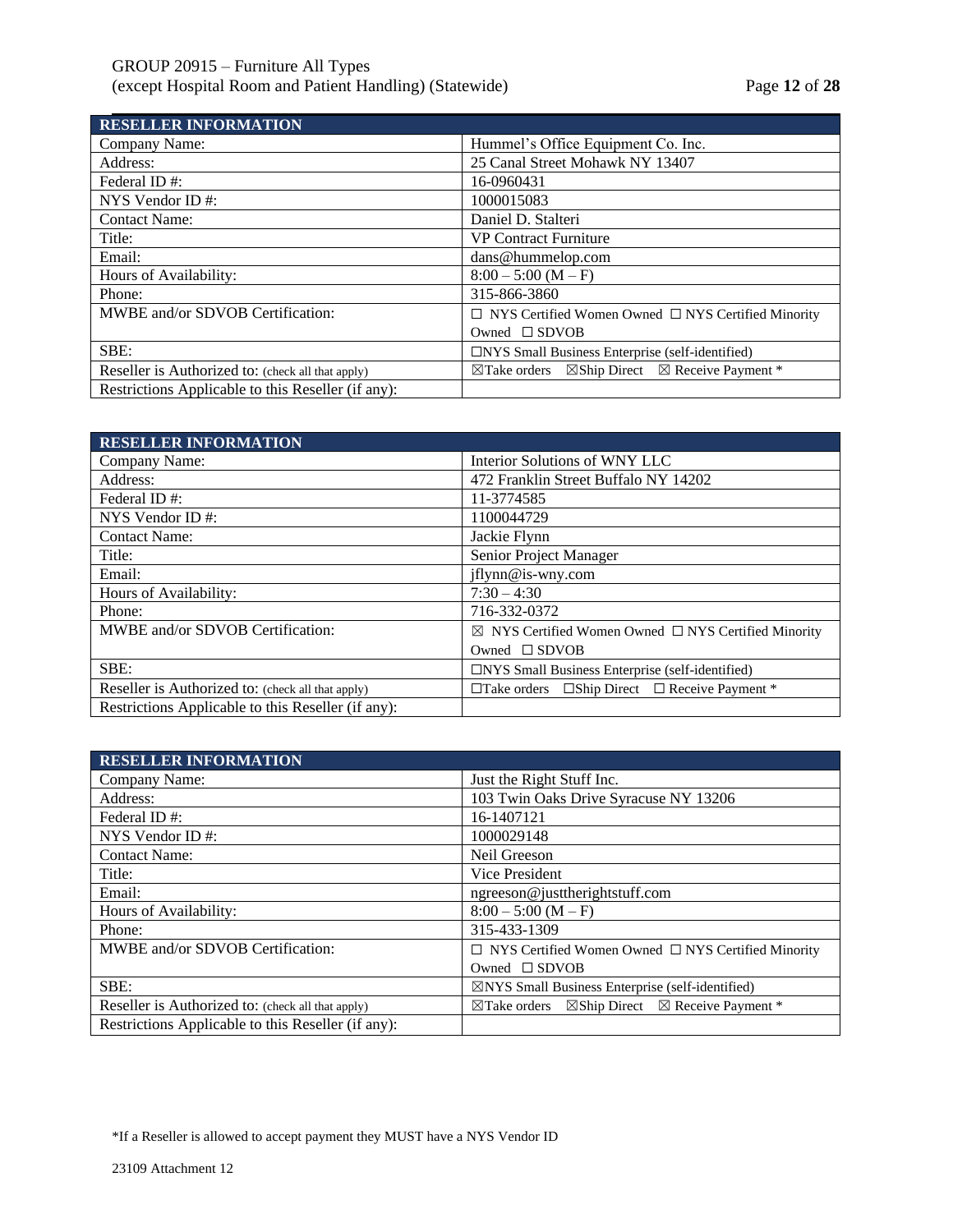| RESELLER INFORMATION | |
|---|---|
| Company Name: | Hummel's Office Equipment Co. Inc. |
| Address: | 25 Canal Street Mohawk NY 13407 |
| Federal ID #: | 16-0960431 |
| NYS Vendor ID #: | 1000015083 |
| Contact Name: | Daniel D. Stalteri |
| Title: | VP Contract Furniture |
| Email: | dans@hummelop.com |
| Hours of Availability: | 8:00 – 5:00 (M – F) |
| Phone: | 315-866-3860 |
| MWBE and/or SDVOB Certification: | ☐ NYS Certified Women Owned ☐ NYS Certified Minority Owned ☐ SDVOB |
| SBE: | ☐NYS Small Business Enterprise (self-identified) |
| Reseller is Authorized to: (check all that apply) | ☒Take orders ☒Ship Direct ☒ Receive Payment * |
| Restrictions Applicable to this Reseller (if any): | |

| RESELLER INFORMATION | |
|---|---|
| Company Name: | Interior Solutions of WNY LLC |
| Address: | 472 Franklin Street Buffalo NY 14202 |
| Federal ID #: | 11-3774585 |
| NYS Vendor ID #: | 1100044729 |
| Contact Name: | Jackie Flynn |
| Title: | Senior Project Manager |
| Email: | jflynn@is-wny.com |
| Hours of Availability: | 7:30 – 4:30 |
| Phone: | 716-332-0372 |
| MWBE and/or SDVOB Certification: | ☒ NYS Certified Women Owned ☐ NYS Certified Minority Owned ☐ SDVOB |
| SBE: | ☐NYS Small Business Enterprise (self-identified) |
| Reseller is Authorized to: (check all that apply) | ☐Take orders ☐Ship Direct ☐ Receive Payment * |
| Restrictions Applicable to this Reseller (if any): | |

| RESELLER INFORMATION | |
|---|---|
| Company Name: | Just the Right Stuff Inc. |
| Address: | 103 Twin Oaks Drive Syracuse NY 13206 |
| Federal ID #: | 16-1407121 |
| NYS Vendor ID #: | 1000029148 |
| Contact Name: | Neil Greeson |
| Title: | Vice President |
| Email: | ngreeson@justtherightstuff.com |
| Hours of Availability: | 8:00 – 5:00 (M – F) |
| Phone: | 315-433-1309 |
| MWBE and/or SDVOB Certification: | ☐ NYS Certified Women Owned ☐ NYS Certified Minority Owned ☐ SDVOB |
| SBE: | ☒NYS Small Business Enterprise (self-identified) |
| Reseller is Authorized to: (check all that apply) | ☒Take orders ☒Ship Direct ☒ Receive Payment * |
| Restrictions Applicable to this Reseller (if any): | |

*If a Reseller is allowed to accept payment they MUST have a NYS Vendor ID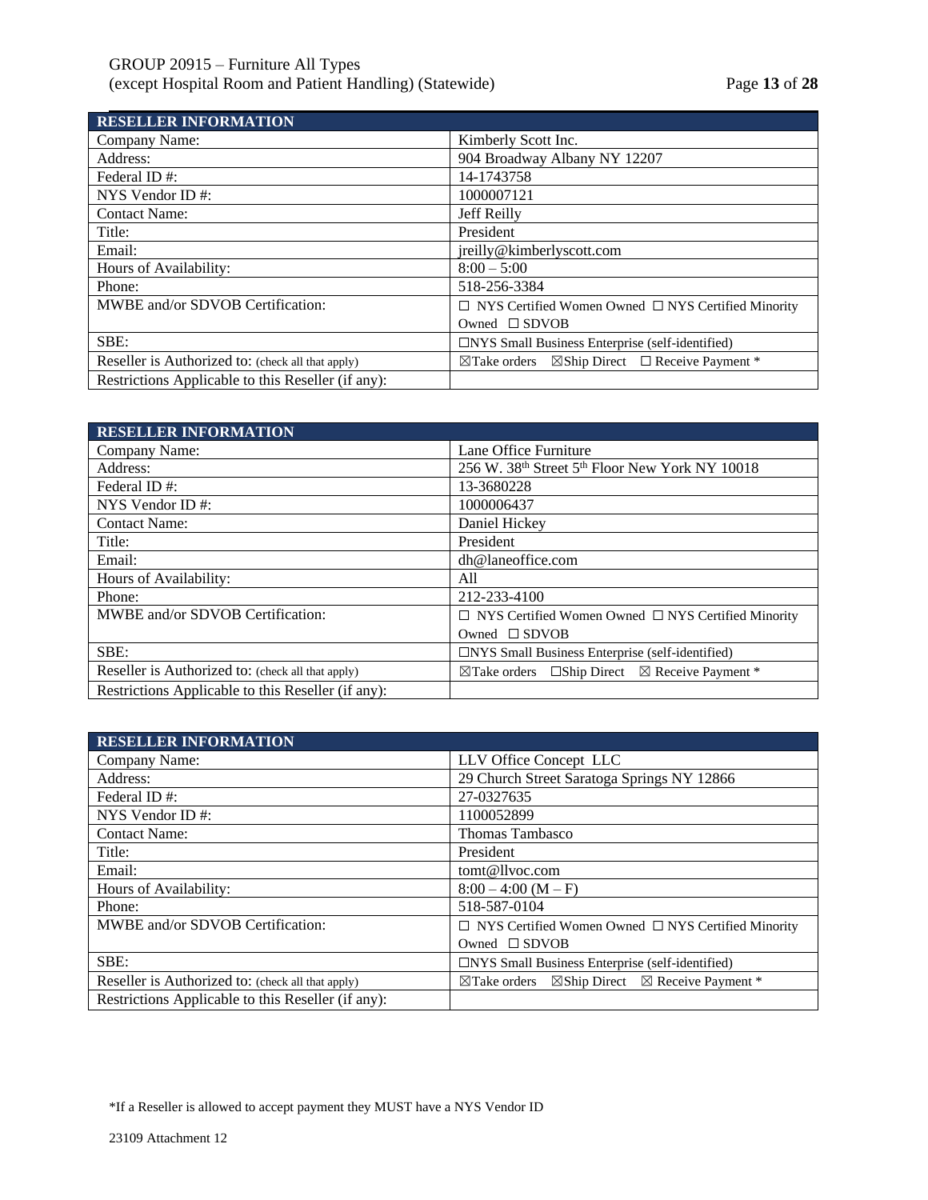| RESELLER INFORMATION | |
|---|---|
| Company Name: | Kimberly Scott Inc. |
| Address: | 904 Broadway Albany NY 12207 |
| Federal ID #: | 14-1743758 |
| NYS Vendor ID #: | 1000007121 |
| Contact Name: | Jeff Reilly |
| Title: | President |
| Email: | jreilly@kimberlyscott.com |
| Hours of Availability: | 8:00 – 5:00 |
| Phone: | 518-256-3384 |
| MWBE and/or SDVOB Certification: | ☐ NYS Certified Women Owned ☐ NYS Certified Minority Owned ☐ SDVOB |
| SBE: | ☐NYS Small Business Enterprise (self-identified) |
| Reseller is Authorized to: (check all that apply) | ☒Take orders ☒Ship Direct ☐ Receive Payment * |
| Restrictions Applicable to this Reseller (if any): | |

| RESELLER INFORMATION | |
|---|---|
| Company Name: | Lane Office Furniture |
| Address: | 256 W. 38th Street 5th Floor New York NY 10018 |
| Federal ID #: | 13-3680228 |
| NYS Vendor ID #: | 1000006437 |
| Contact Name: | Daniel Hickey |
| Title: | President |
| Email: | dh@laneoffice.com |
| Hours of Availability: | All |
| Phone: | 212-233-4100 |
| MWBE and/or SDVOB Certification: | ☐ NYS Certified Women Owned ☐ NYS Certified Minority Owned ☐ SDVOB |
| SBE: | ☐NYS Small Business Enterprise (self-identified) |
| Reseller is Authorized to: (check all that apply) | ☒Take orders ☐Ship Direct ☒ Receive Payment * |
| Restrictions Applicable to this Reseller (if any): | |

| RESELLER INFORMATION | |
|---|---|
| Company Name: | LLV Office Concept LLC |
| Address: | 29 Church Street Saratoga Springs NY 12866 |
| Federal ID #: | 27-0327635 |
| NYS Vendor ID #: | 1100052899 |
| Contact Name: | Thomas Tambasco |
| Title: | President |
| Email: | tomt@llvoc.com |
| Hours of Availability: | 8:00 – 4:00 (M – F) |
| Phone: | 518-587-0104 |
| MWBE and/or SDVOB Certification: | ☐ NYS Certified Women Owned ☐ NYS Certified Minority Owned ☐ SDVOB |
| SBE: | ☐NYS Small Business Enterprise (self-identified) |
| Reseller is Authorized to: (check all that apply) | ☒Take orders ☒Ship Direct ☒ Receive Payment * |
| Restrictions Applicable to this Reseller (if any): | |

*If a Reseller is allowed to accept payment they MUST have a NYS Vendor ID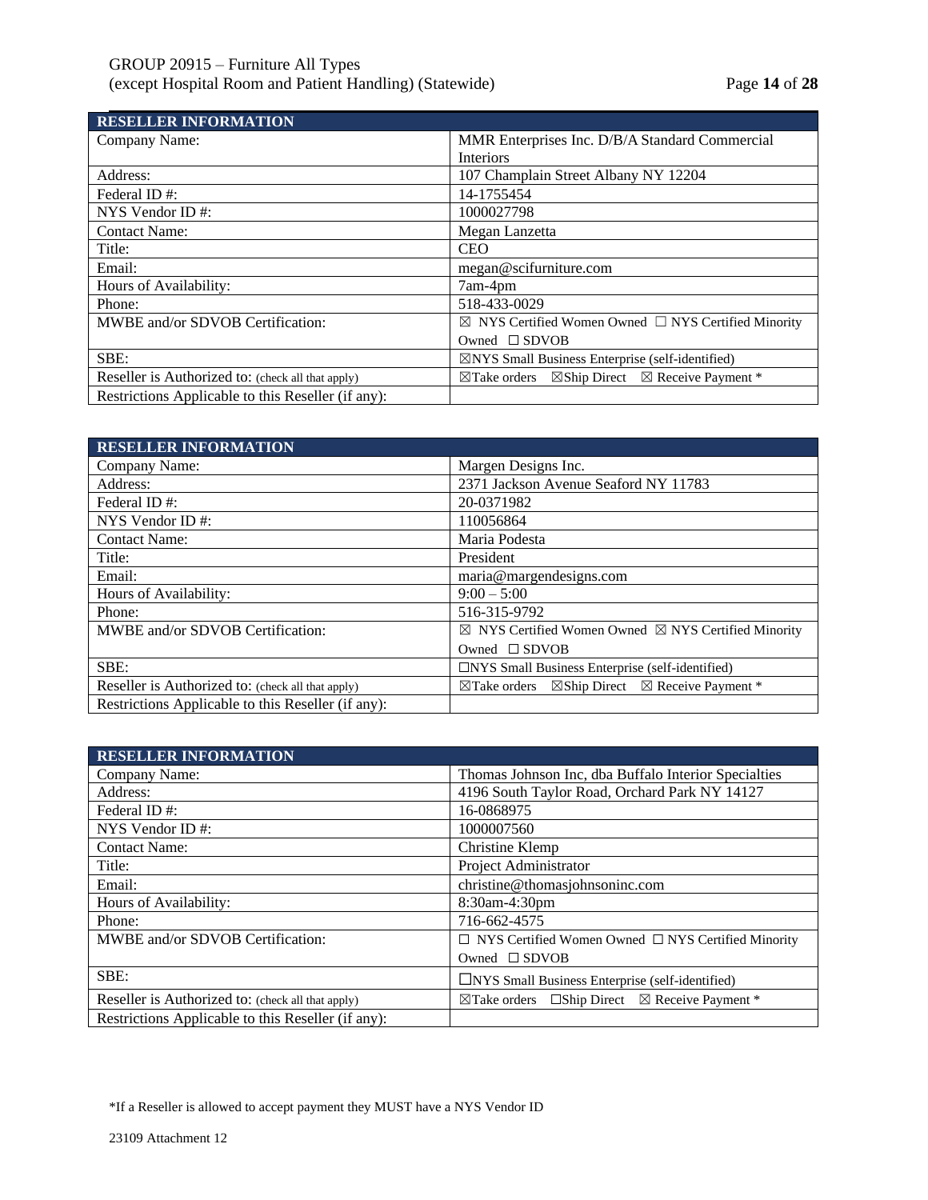| RESELLER INFORMATION | |
|---|---|
| Company Name: | MMR Enterprises Inc. D/B/A Standard Commercial Interiors |
| Address: | 107 Champlain Street Albany NY 12204 |
| Federal ID #: | 14-1755454 |
| NYS Vendor ID #: | 1000027798 |
| Contact Name: | Megan Lanzetta |
| Title: | CEO |
| Email: | megan@scifurniture.com |
| Hours of Availability: | 7am-4pm |
| Phone: | 518-433-0029 |
| MWBE and/or SDVOB Certification: | ☒ NYS Certified Women Owned ☐ NYS Certified Minority Owned ☐ SDVOB |
| SBE: | ☒NYS Small Business Enterprise (self-identified) |
| Reseller is Authorized to: (check all that apply) | ☒Take orders ☒Ship Direct ☒ Receive Payment * |
| Restrictions Applicable to this Reseller (if any): | |

| RESELLER INFORMATION | |
|---|---|
| Company Name: | Margen Designs Inc. |
| Address: | 2371 Jackson Avenue Seaford NY 11783 |
| Federal ID #: | 20-0371982 |
| NYS Vendor ID #: | 110056864 |
| Contact Name: | Maria Podesta |
| Title: | President |
| Email: | maria@margendesigns.com |
| Hours of Availability: | 9:00 – 5:00 |
| Phone: | 516-315-9792 |
| MWBE and/or SDVOB Certification: | ☒ NYS Certified Women Owned ☒ NYS Certified Minority Owned ☐ SDVOB |
| SBE: | ☐NYS Small Business Enterprise (self-identified) |
| Reseller is Authorized to: (check all that apply) | ☒Take orders ☒Ship Direct ☒ Receive Payment * |
| Restrictions Applicable to this Reseller (if any): | |

| RESELLER INFORMATION | |
|---|---|
| Company Name: | Thomas Johnson Inc, dba Buffalo Interior Specialties |
| Address: | 4196 South Taylor Road, Orchard Park NY 14127 |
| Federal ID #: | 16-0868975 |
| NYS Vendor ID #: | 1000007560 |
| Contact Name: | Christine Klemp |
| Title: | Project Administrator |
| Email: | christine@thomasjohnsoninc.com |
| Hours of Availability: | 8:30am-4:30pm |
| Phone: | 716-662-4575 |
| MWBE and/or SDVOB Certification: | ☐ NYS Certified Women Owned ☐ NYS Certified Minority Owned ☐ SDVOB |
| SBE: | ☐NYS Small Business Enterprise (self-identified) |
| Reseller is Authorized to: (check all that apply) | ☒Take orders ☐Ship Direct ☒ Receive Payment * |
| Restrictions Applicable to this Reseller (if any): | |

*If a Reseller is allowed to accept payment they MUST have a NYS Vendor ID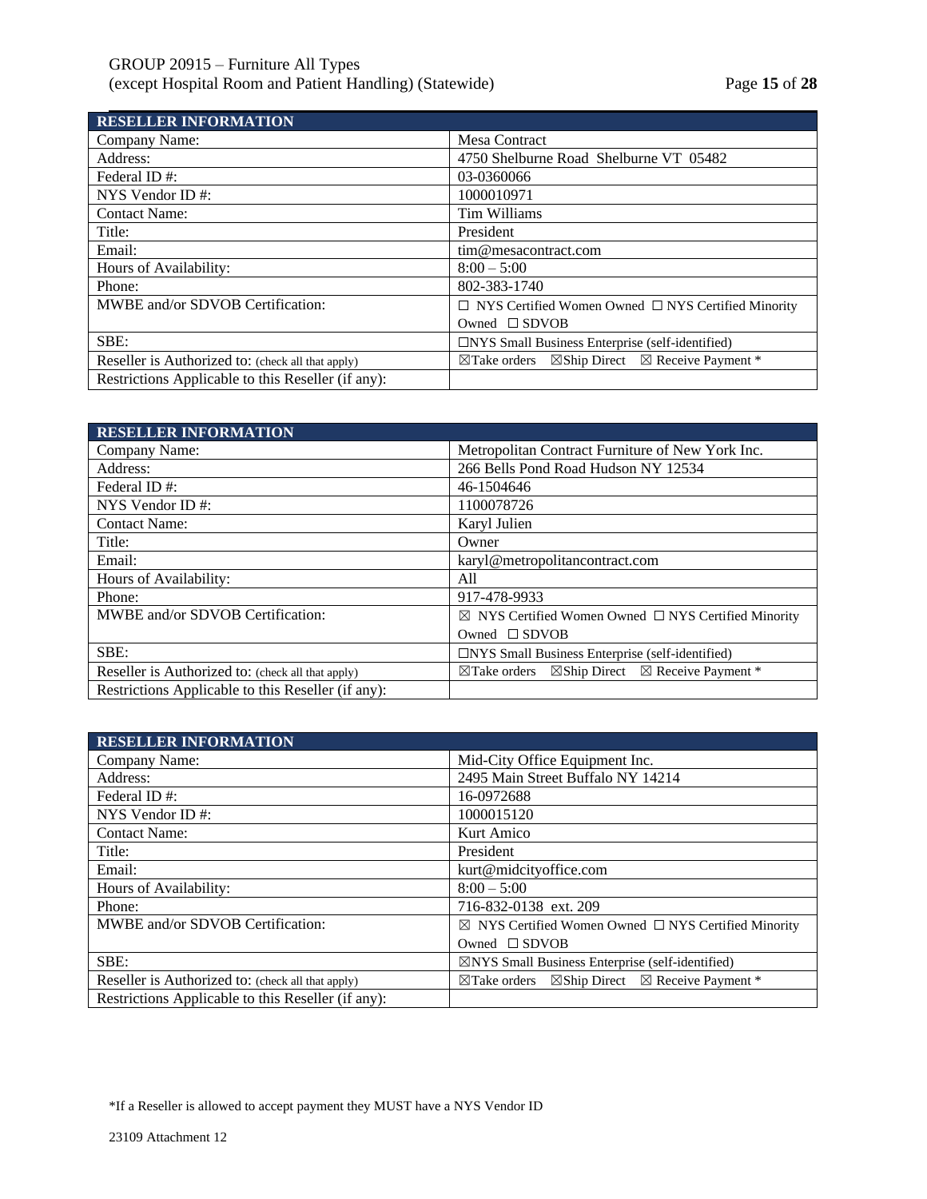| RESELLER INFORMATION | |
|---|---|
| Company Name: | Mesa Contract |
| Address: | 4750 Shelburne Road Shelburne VT 05482 |
| Federal ID #: | 03-0360066 |
| NYS Vendor ID #: | 1000010971 |
| Contact Name: | Tim Williams |
| Title: | President |
| Email: | tim@mesacontract.com |
| Hours of Availability: | 8:00 – 5:00 |
| Phone: | 802-383-1740 |
| MWBE and/or SDVOB Certification: | ☐ NYS Certified Women Owned ☐ NYS Certified Minority Owned ☐ SDVOB |
| SBE: | ☐NYS Small Business Enterprise (self-identified) |
| Reseller is Authorized to: (check all that apply) | ☒Take orders ☒Ship Direct ☒ Receive Payment * |
| Restrictions Applicable to this Reseller (if any): | |

| RESELLER INFORMATION | |
|---|---|
| Company Name: | Metropolitan Contract Furniture of New York Inc. |
| Address: | 266 Bells Pond Road Hudson NY 12534 |
| Federal ID #: | 46-1504646 |
| NYS Vendor ID #: | 1100078726 |
| Contact Name: | Karyl Julien |
| Title: | Owner |
| Email: | karyl@metropolitancontract.com |
| Hours of Availability: | All |
| Phone: | 917-478-9933 |
| MWBE and/or SDVOB Certification: | ☒ NYS Certified Women Owned ☐ NYS Certified Minority Owned ☐ SDVOB |
| SBE: | ☐NYS Small Business Enterprise (self-identified) |
| Reseller is Authorized to: (check all that apply) | ☒Take orders ☒Ship Direct ☒ Receive Payment * |
| Restrictions Applicable to this Reseller (if any): | |

| RESELLER INFORMATION | |
|---|---|
| Company Name: | Mid-City Office Equipment Inc. |
| Address: | 2495 Main Street Buffalo NY 14214 |
| Federal ID #: | 16-0972688 |
| NYS Vendor ID #: | 1000015120 |
| Contact Name: | Kurt Amico |
| Title: | President |
| Email: | kurt@midcityoffice.com |
| Hours of Availability: | 8:00 – 5:00 |
| Phone: | 716-832-0138 ext. 209 |
| MWBE and/or SDVOB Certification: | ☒ NYS Certified Women Owned ☐ NYS Certified Minority Owned ☐ SDVOB |
| SBE: | ☒NYS Small Business Enterprise (self-identified) |
| Reseller is Authorized to: (check all that apply) | ☒Take orders ☒Ship Direct ☒ Receive Payment * |
| Restrictions Applicable to this Reseller (if any): | |

*If a Reseller is allowed to accept payment they MUST have a NYS Vendor ID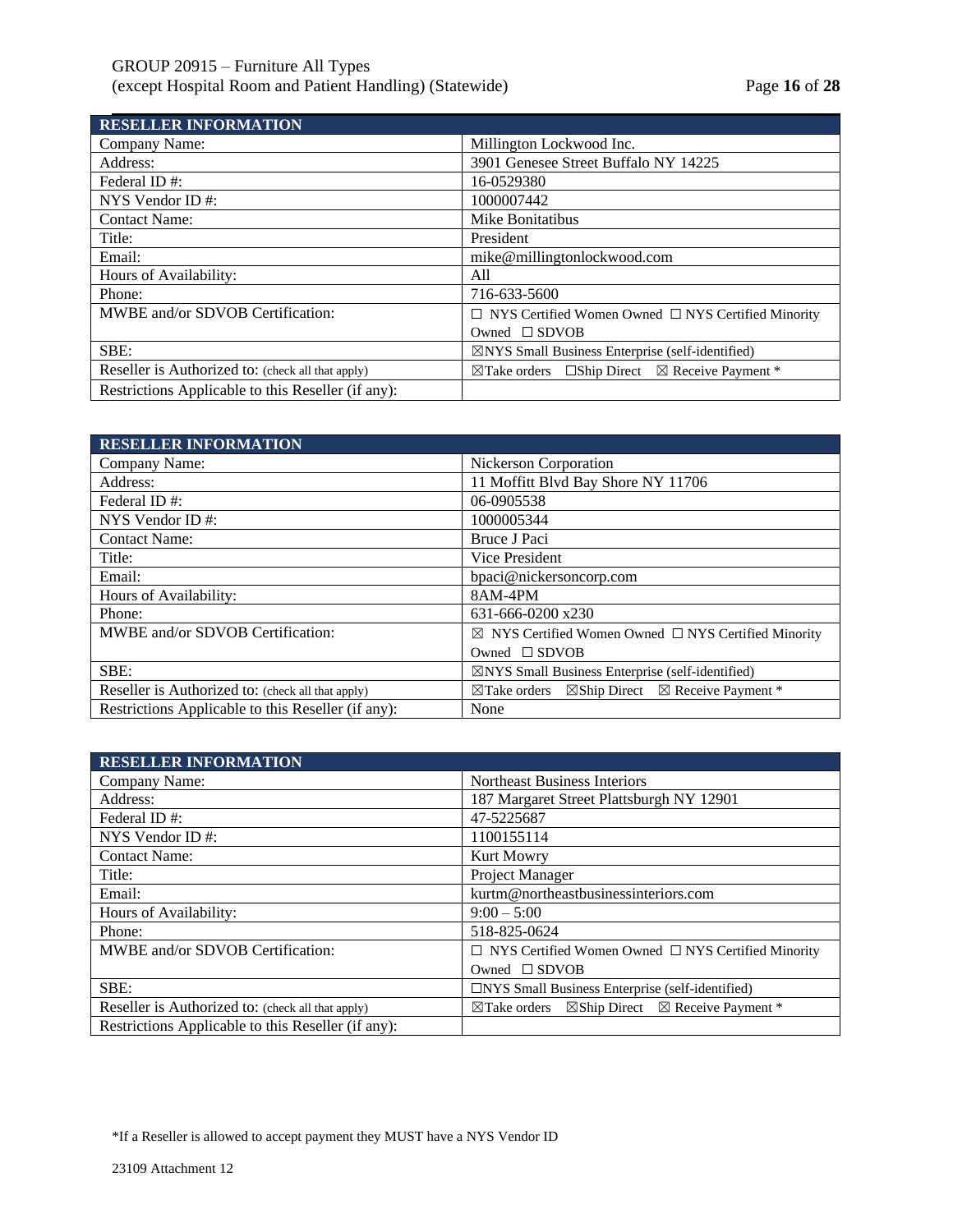| RESELLER INFORMATION | |
|---|---|
| Company Name: | Millington Lockwood Inc. |
| Address: | 3901 Genesee Street Buffalo NY 14225 |
| Federal ID #: | 16-0529380 |
| NYS Vendor ID #: | 1000007442 |
| Contact Name: | Mike Bonitatibus |
| Title: | President |
| Email: | mike@millingtonlockwood.com |
| Hours of Availability: | All |
| Phone: | 716-633-5600 |
| MWBE and/or SDVOB Certification: | ☐ NYS Certified Women Owned ☐ NYS Certified Minority Owned ☐ SDVOB |
| SBE: | ☒NYS Small Business Enterprise (self-identified) |
| Reseller is Authorized to: (check all that apply) | ☒Take orders ☐Ship Direct ☒ Receive Payment * |
| Restrictions Applicable to this Reseller (if any): | |

| RESELLER INFORMATION | |
|---|---|
| Company Name: | Nickerson Corporation |
| Address: | 11 Moffitt Blvd Bay Shore NY 11706 |
| Federal ID #: | 06-0905538 |
| NYS Vendor ID #: | 1000005344 |
| Contact Name: | Bruce J Paci |
| Title: | Vice President |
| Email: | bpaci@nickersoncorp.com |
| Hours of Availability: | 8AM-4PM |
| Phone: | 631-666-0200 x230 |
| MWBE and/or SDVOB Certification: | ☒ NYS Certified Women Owned ☐ NYS Certified Minority Owned ☐ SDVOB |
| SBE: | ☒NYS Small Business Enterprise (self-identified) |
| Reseller is Authorized to: (check all that apply) | ☒Take orders ☒Ship Direct ☒ Receive Payment * |
| Restrictions Applicable to this Reseller (if any): | None |

| RESELLER INFORMATION | |
|---|---|
| Company Name: | Northeast Business Interiors |
| Address: | 187 Margaret Street Plattsburgh NY 12901 |
| Federal ID #: | 47-5225687 |
| NYS Vendor ID #: | 1100155114 |
| Contact Name: | Kurt Mowry |
| Title: | Project Manager |
| Email: | kurtm@northeastbusinessinteriors.com |
| Hours of Availability: | 9:00 – 5:00 |
| Phone: | 518-825-0624 |
| MWBE and/or SDVOB Certification: | ☐ NYS Certified Women Owned ☐ NYS Certified Minority Owned ☐ SDVOB |
| SBE: | ☐NYS Small Business Enterprise (self-identified) |
| Reseller is Authorized to: (check all that apply) | ☒Take orders ☒Ship Direct ☒ Receive Payment * |
| Restrictions Applicable to this Reseller (if any): | |

*If a Reseller is allowed to accept payment they MUST have a NYS Vendor ID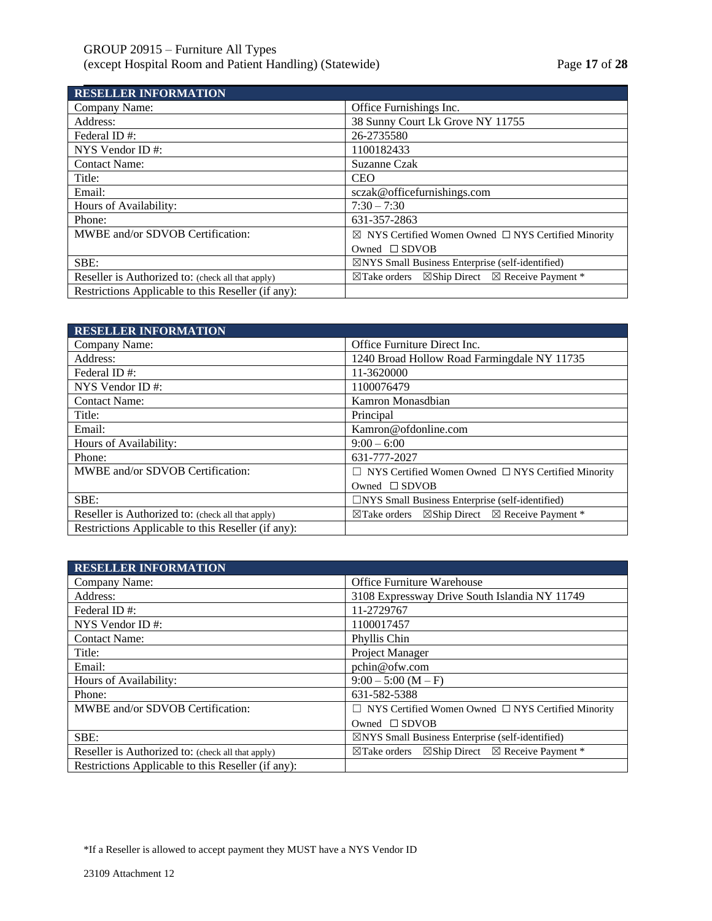| RESELLER INFORMATION | |
|---|---|
| Company Name: | Office Furnishings Inc. |
| Address: | 38 Sunny Court Lk Grove NY 11755 |
| Federal ID #: | 26-2735580 |
| NYS Vendor ID #: | 1100182433 |
| Contact Name: | Suzanne Czak |
| Title: | CEO |
| Email: | sczak@officefurnishings.com |
| Hours of Availability: | 7:30 – 7:30 |
| Phone: | 631-357-2863 |
| MWBE and/or SDVOB Certification: | ☒ NYS Certified Women Owned ☐ NYS Certified Minority Owned ☐ SDVOB |
| SBE: | ☒NYS Small Business Enterprise (self-identified) |
| Reseller is Authorized to: (check all that apply) | ☒Take orders ☒Ship Direct ☒ Receive Payment * |
| Restrictions Applicable to this Reseller (if any): | |

| RESELLER INFORMATION | |
|---|---|
| Company Name: | Office Furniture Direct Inc. |
| Address: | 1240 Broad Hollow Road Farmingdale NY 11735 |
| Federal ID #: | 11-3620000 |
| NYS Vendor ID #: | 1100076479 |
| Contact Name: | Kamron Monasdbian |
| Title: | Principal |
| Email: | Kamron@ofdonline.com |
| Hours of Availability: | 9:00 – 6:00 |
| Phone: | 631-777-2027 |
| MWBE and/or SDVOB Certification: | ☐ NYS Certified Women Owned ☐ NYS Certified Minority Owned ☐ SDVOB |
| SBE: | ☐NYS Small Business Enterprise (self-identified) |
| Reseller is Authorized to: (check all that apply) | ☒Take orders ☒Ship Direct ☒ Receive Payment * |
| Restrictions Applicable to this Reseller (if any): | |

| RESELLER INFORMATION | |
|---|---|
| Company Name: | Office Furniture Warehouse |
| Address: | 3108 Expressway Drive South Islandia NY 11749 |
| Federal ID #: | 11-2729767 |
| NYS Vendor ID #: | 1100017457 |
| Contact Name: | Phyllis Chin |
| Title: | Project Manager |
| Email: | pchin@ofw.com |
| Hours of Availability: | 9:00 – 5:00 (M – F) |
| Phone: | 631-582-5388 |
| MWBE and/or SDVOB Certification: | ☐ NYS Certified Women Owned ☐ NYS Certified Minority Owned ☐ SDVOB |
| SBE: | ☒NYS Small Business Enterprise (self-identified) |
| Reseller is Authorized to: (check all that apply) | ☒Take orders ☒Ship Direct ☒ Receive Payment * |
| Restrictions Applicable to this Reseller (if any): | |

*If a Reseller is allowed to accept payment they MUST have a NYS Vendor ID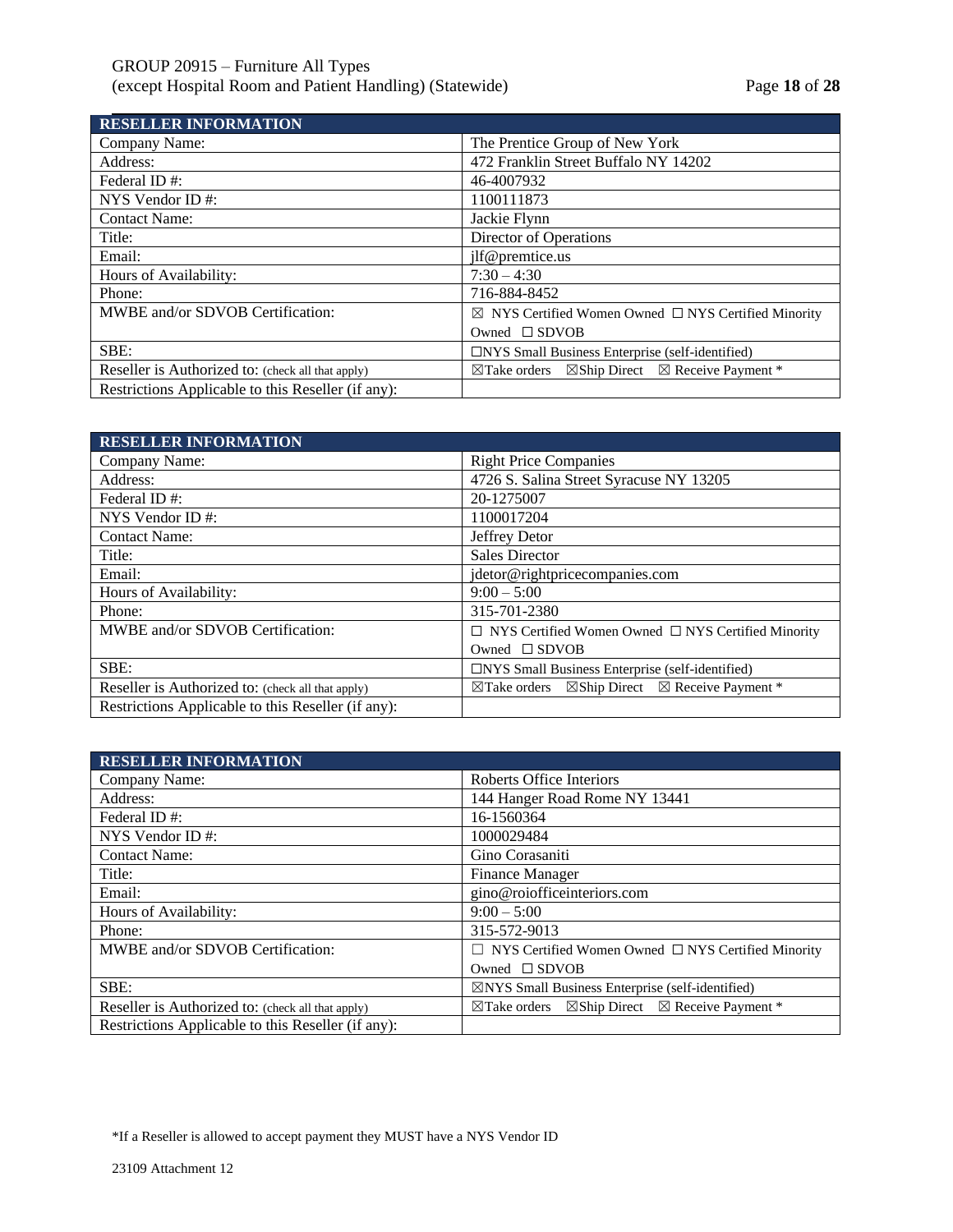| RESELLER INFORMATION | |
|---|---|
| Company Name: | The Prentice Group of New York |
| Address: | 472 Franklin Street Buffalo NY 14202 |
| Federal ID #: | 46-4007932 |
| NYS Vendor ID #: | 1100111873 |
| Contact Name: | Jackie Flynn |
| Title: | Director of Operations |
| Email: | jlf@premtice.us |
| Hours of Availability: | 7:30 – 4:30 |
| Phone: | 716-884-8452 |
| MWBE and/or SDVOB Certification: | ☒ NYS Certified Women Owned ☐ NYS Certified Minority Owned ☐ SDVOB |
| SBE: | ☐NYS Small Business Enterprise (self-identified) |
| Reseller is Authorized to: (check all that apply) | ☒Take orders ☒Ship Direct ☒ Receive Payment * |
| Restrictions Applicable to this Reseller (if any): | |

| RESELLER INFORMATION | |
|---|---|
| Company Name: | Right Price Companies |
| Address: | 4726 S. Salina Street Syracuse NY 13205 |
| Federal ID #: | 20-1275007 |
| NYS Vendor ID #: | 1100017204 |
| Contact Name: | Jeffrey Detor |
| Title: | Sales Director |
| Email: | jdetor@rightpricecompanies.com |
| Hours of Availability: | 9:00 – 5:00 |
| Phone: | 315-701-2380 |
| MWBE and/or SDVOB Certification: | ☐ NYS Certified Women Owned ☐ NYS Certified Minority Owned ☐ SDVOB |
| SBE: | ☐NYS Small Business Enterprise (self-identified) |
| Reseller is Authorized to: (check all that apply) | ☒Take orders ☒Ship Direct ☒ Receive Payment * |
| Restrictions Applicable to this Reseller (if any): | |

| RESELLER INFORMATION | |
|---|---|
| Company Name: | Roberts Office Interiors |
| Address: | 144 Hanger Road Rome NY 13441 |
| Federal ID #: | 16-1560364 |
| NYS Vendor ID #: | 1000029484 |
| Contact Name: | Gino Corasaniti |
| Title: | Finance Manager |
| Email: | gino@roiofficeinteriors.com |
| Hours of Availability: | 9:00 – 5:00 |
| Phone: | 315-572-9013 |
| MWBE and/or SDVOB Certification: | ☐ NYS Certified Women Owned ☐ NYS Certified Minority Owned ☐ SDVOB |
| SBE: | ☒NYS Small Business Enterprise (self-identified) |
| Reseller is Authorized to: (check all that apply) | ☒Take orders ☒Ship Direct ☒ Receive Payment * |
| Restrictions Applicable to this Reseller (if any): | |

*If a Reseller is allowed to accept payment they MUST have a NYS Vendor ID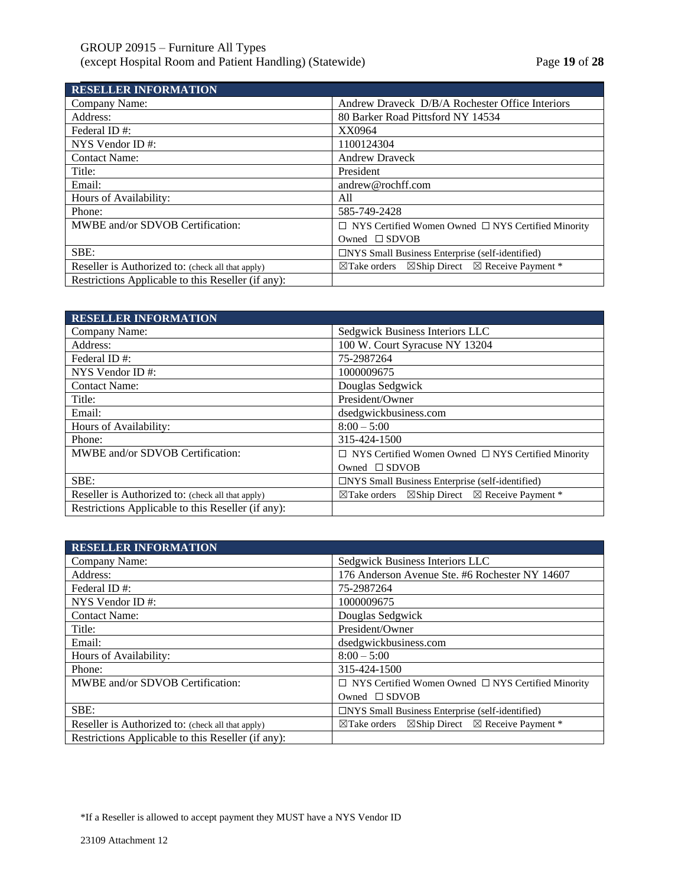| RESELLER INFORMATION | |
|---|---|
| Company Name: | Andrew Draveck D/B/A Rochester Office Interiors |
| Address: | 80 Barker Road Pittsford NY 14534 |
| Federal ID #: | XX0964 |
| NYS Vendor ID #: | 1100124304 |
| Contact Name: | Andrew Draveck |
| Title: | President |
| Email: | andrew@rochff.com |
| Hours of Availability: | All |
| Phone: | 585-749-2428 |
| MWBE and/or SDVOB Certification: | ☐ NYS Certified Women Owned ☐ NYS Certified Minority Owned ☐ SDVOB |
| SBE: | ☐NYS Small Business Enterprise (self-identified) |
| Reseller is Authorized to: (check all that apply) | ☒Take orders ☒Ship Direct ☒ Receive Payment * |
| Restrictions Applicable to this Reseller (if any): | |

| RESELLER INFORMATION | |
|---|---|
| Company Name: | Sedgwick Business Interiors LLC |
| Address: | 100 W. Court Syracuse NY 13204 |
| Federal ID #: | 75-2987264 |
| NYS Vendor ID #: | 1000009675 |
| Contact Name: | Douglas Sedgwick |
| Title: | President/Owner |
| Email: | dsedgwickbusiness.com |
| Hours of Availability: | 8:00 – 5:00 |
| Phone: | 315-424-1500 |
| MWBE and/or SDVOB Certification: | ☐ NYS Certified Women Owned ☐ NYS Certified Minority Owned ☐ SDVOB |
| SBE: | ☐NYS Small Business Enterprise (self-identified) |
| Reseller is Authorized to: (check all that apply) | ☒Take orders ☒Ship Direct ☒ Receive Payment * |
| Restrictions Applicable to this Reseller (if any): | |

| RESELLER INFORMATION | |
|---|---|
| Company Name: | Sedgwick Business Interiors LLC |
| Address: | 176 Anderson Avenue Ste. #6 Rochester NY 14607 |
| Federal ID #: | 75-2987264 |
| NYS Vendor ID #: | 1000009675 |
| Contact Name: | Douglas Sedgwick |
| Title: | President/Owner |
| Email: | dsedgwickbusiness.com |
| Hours of Availability: | 8:00 – 5:00 |
| Phone: | 315-424-1500 |
| MWBE and/or SDVOB Certification: | ☐ NYS Certified Women Owned ☐ NYS Certified Minority Owned ☐ SDVOB |
| SBE: | ☐NYS Small Business Enterprise (self-identified) |
| Reseller is Authorized to: (check all that apply) | ☒Take orders ☒Ship Direct ☒ Receive Payment * |
| Restrictions Applicable to this Reseller (if any): | |

*If a Reseller is allowed to accept payment they MUST have a NYS Vendor ID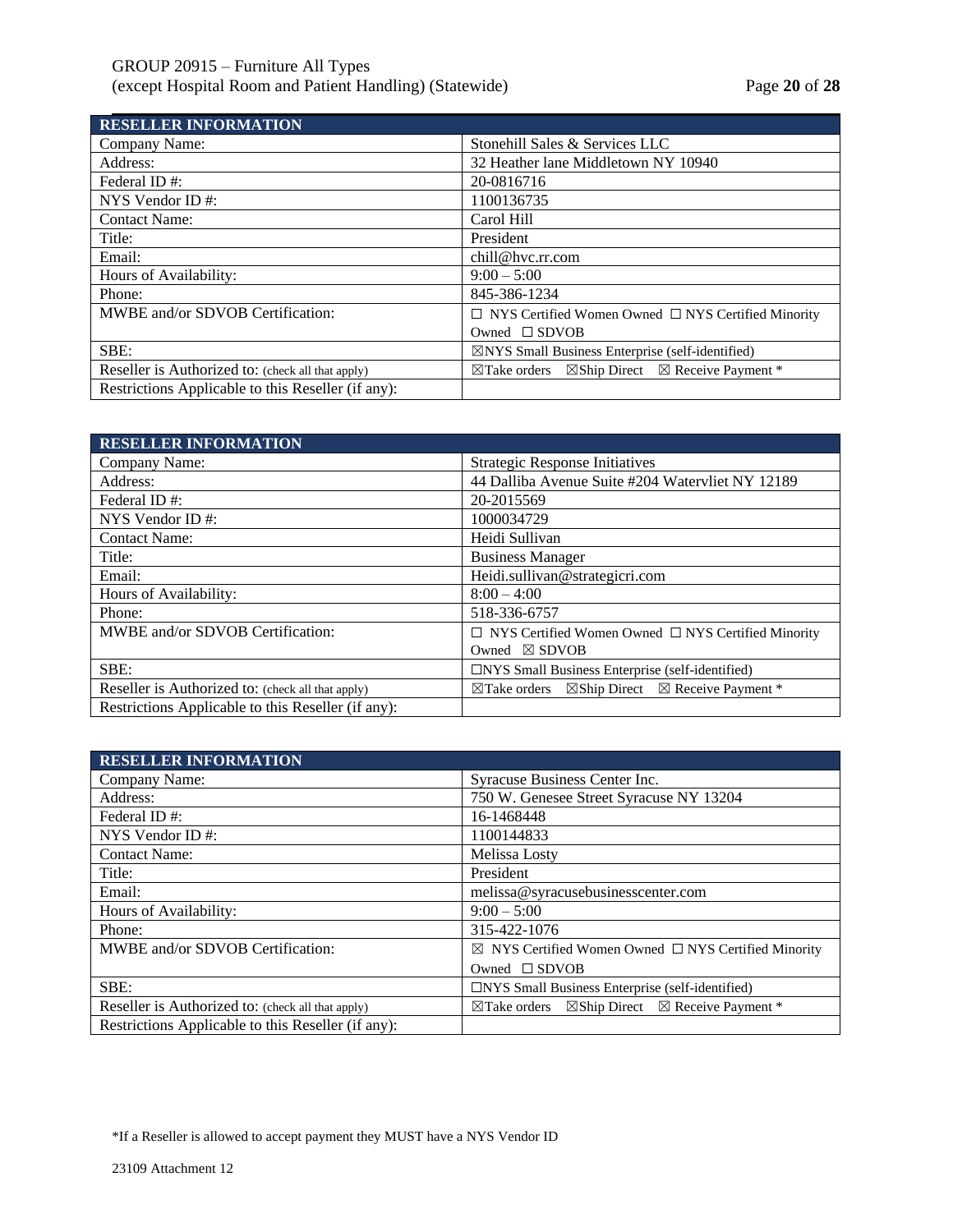| RESELLER INFORMATION | |
|---|---|
| Company Name: | Stonehill Sales & Services LLC |
| Address: | 32 Heather lane Middletown NY 10940 |
| Federal ID #: | 20-0816716 |
| NYS Vendor ID #: | 1100136735 |
| Contact Name: | Carol Hill |
| Title: | President |
| Email: | chill@hvc.rr.com |
| Hours of Availability: | 9:00 – 5:00 |
| Phone: | 845-386-1234 |
| MWBE and/or SDVOB Certification: | ☐ NYS Certified Women Owned ☐ NYS Certified Minority Owned ☐ SDVOB |
| SBE: | ☒NYS Small Business Enterprise (self-identified) |
| Reseller is Authorized to: (check all that apply) | ☒Take orders ☒Ship Direct ☒ Receive Payment * |
| Restrictions Applicable to this Reseller (if any): | |

| RESELLER INFORMATION | |
|---|---|
| Company Name: | Strategic Response Initiatives |
| Address: | 44 Dalliba Avenue Suite #204 Watervliet NY 12189 |
| Federal ID #: | 20-2015569 |
| NYS Vendor ID #: | 1000034729 |
| Contact Name: | Heidi Sullivan |
| Title: | Business Manager |
| Email: | Heidi.sullivan@strategicri.com |
| Hours of Availability: | 8:00 – 4:00 |
| Phone: | 518-336-6757 |
| MWBE and/or SDVOB Certification: | ☐ NYS Certified Women Owned ☐ NYS Certified Minority Owned ☒ SDVOB |
| SBE: | ☐NYS Small Business Enterprise (self-identified) |
| Reseller is Authorized to: (check all that apply) | ☒Take orders ☒Ship Direct ☒ Receive Payment * |
| Restrictions Applicable to this Reseller (if any): | |

| RESELLER INFORMATION | |
|---|---|
| Company Name: | Syracuse Business Center Inc. |
| Address: | 750 W. Genesee Street Syracuse NY 13204 |
| Federal ID #: | 16-1468448 |
| NYS Vendor ID #: | 1100144833 |
| Contact Name: | Melissa Losty |
| Title: | President |
| Email: | melissa@syracusebusinesscenter.com |
| Hours of Availability: | 9:00 – 5:00 |
| Phone: | 315-422-1076 |
| MWBE and/or SDVOB Certification: | ☒ NYS Certified Women Owned ☐ NYS Certified Minority Owned ☐ SDVOB |
| SBE: | ☐NYS Small Business Enterprise (self-identified) |
| Reseller is Authorized to: (check all that apply) | ☒Take orders ☒Ship Direct ☒ Receive Payment * |
| Restrictions Applicable to this Reseller (if any): | |

*If a Reseller is allowed to accept payment they MUST have a NYS Vendor ID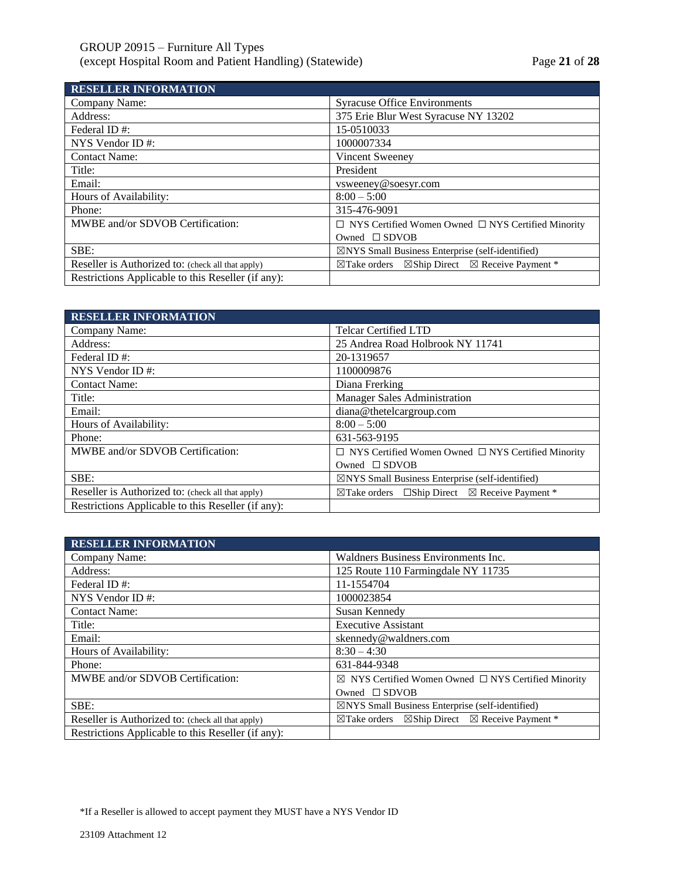| RESELLER INFORMATION | |
|---|---|
| Company Name: | Syracuse Office Environments |
| Address: | 375 Erie Blur West Syracuse NY 13202 |
| Federal ID #: | 15-0510033 |
| NYS Vendor ID #: | 1000007334 |
| Contact Name: | Vincent Sweeney |
| Title: | President |
| Email: | vsweeney@soesyr.com |
| Hours of Availability: | 8:00 – 5:00 |
| Phone: | 315-476-9091 |
| MWBE and/or SDVOB Certification: | ☐ NYS Certified Women Owned ☐ NYS Certified Minority Owned ☐ SDVOB |
| SBE: | ☒NYS Small Business Enterprise (self-identified) |
| Reseller is Authorized to: (check all that apply) | ☒Take orders ☒Ship Direct ☒ Receive Payment * |
| Restrictions Applicable to this Reseller (if any): | |

| RESELLER INFORMATION | |
|---|---|
| Company Name: | Telcar Certified LTD |
| Address: | 25 Andrea Road Holbrook NY 11741 |
| Federal ID #: | 20-1319657 |
| NYS Vendor ID #: | 1100009876 |
| Contact Name: | Diana Frerking |
| Title: | Manager Sales Administration |
| Email: | diana@thetelcargroup.com |
| Hours of Availability: | 8:00 – 5:00 |
| Phone: | 631-563-9195 |
| MWBE and/or SDVOB Certification: | ☐ NYS Certified Women Owned ☐ NYS Certified Minority Owned ☐ SDVOB |
| SBE: | ☒NYS Small Business Enterprise (self-identified) |
| Reseller is Authorized to: (check all that apply) | ☒Take orders ☐Ship Direct ☒ Receive Payment * |
| Restrictions Applicable to this Reseller (if any): | |

| RESELLER INFORMATION | |
|---|---|
| Company Name: | Waldners Business Environments Inc. |
| Address: | 125 Route 110 Farmingdale NY 11735 |
| Federal ID #: | 11-1554704 |
| NYS Vendor ID #: | 1000023854 |
| Contact Name: | Susan Kennedy |
| Title: | Executive Assistant |
| Email: | skennedy@waldners.com |
| Hours of Availability: | 8:30 – 4:30 |
| Phone: | 631-844-9348 |
| MWBE and/or SDVOB Certification: | ☒ NYS Certified Women Owned ☐ NYS Certified Minority Owned ☐ SDVOB |
| SBE: | ☒NYS Small Business Enterprise (self-identified) |
| Reseller is Authorized to: (check all that apply) | ☒Take orders ☒Ship Direct ☒ Receive Payment * |
| Restrictions Applicable to this Reseller (if any): | |

*If a Reseller is allowed to accept payment they MUST have a NYS Vendor ID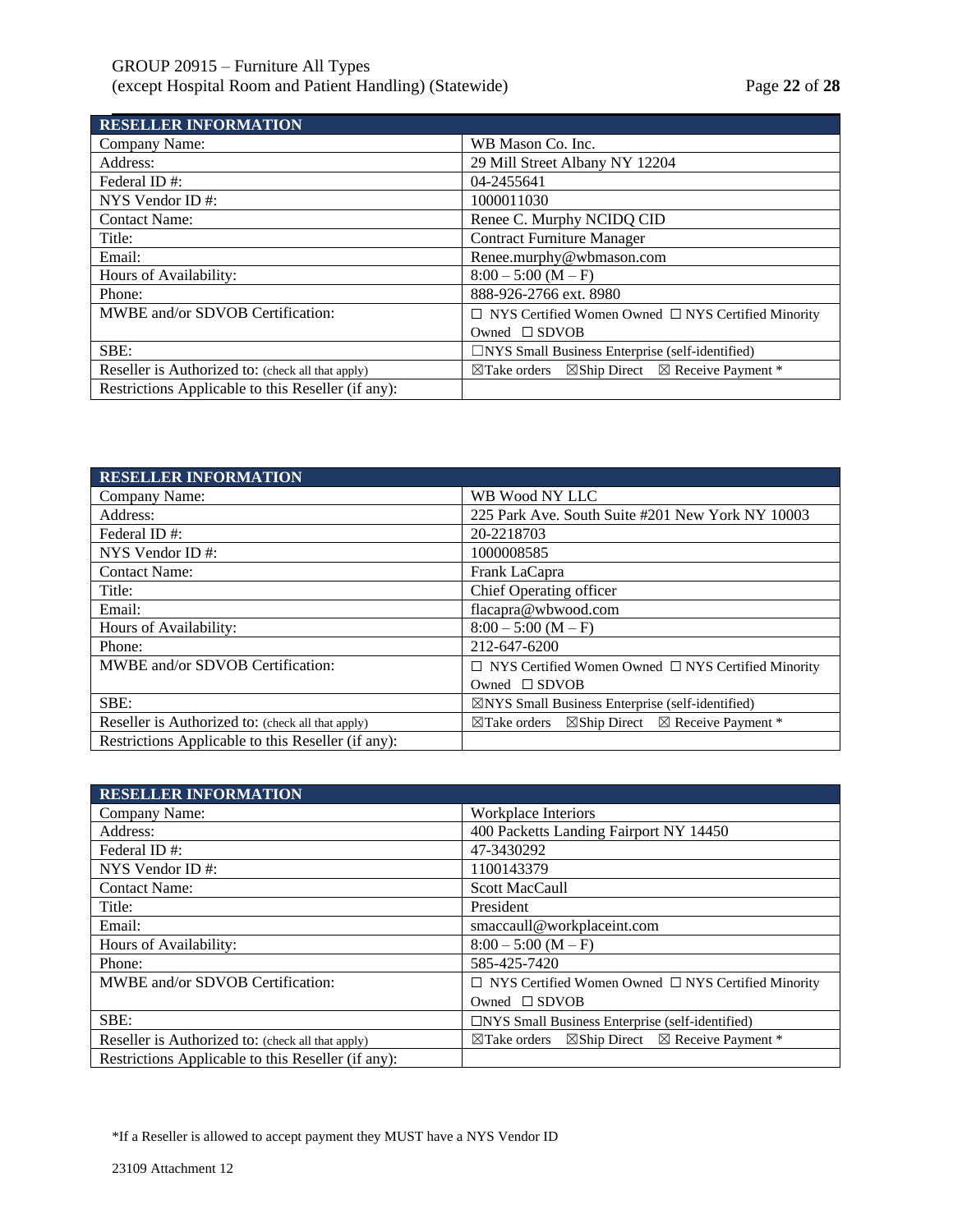| RESELLER INFORMATION | |
|---|---|
| Company Name: | WB Mason Co. Inc. |
| Address: | 29 Mill Street Albany NY 12204 |
| Federal ID #: | 04-2455641 |
| NYS Vendor ID #: | 1000011030 |
| Contact Name: | Renee C. Murphy NCIDQ CID |
| Title: | Contract Furniture Manager |
| Email: | Renee.murphy@wbmason.com |
| Hours of Availability: | 8:00 – 5:00 (M – F) |
| Phone: | 888-926-2766 ext. 8980 |
| MWBE and/or SDVOB Certification: | ☐ NYS Certified Women Owned ☐ NYS Certified Minority Owned ☐ SDVOB |
| SBE: | ☐NYS Small Business Enterprise (self-identified) |
| Reseller is Authorized to: (check all that apply) | ☒Take orders ☒Ship Direct ☒ Receive Payment * |
| Restrictions Applicable to this Reseller (if any): | |

| RESELLER INFORMATION | |
|---|---|
| Company Name: | WB Wood NY LLC |
| Address: | 225 Park Ave. South Suite #201 New York NY 10003 |
| Federal ID #: | 20-2218703 |
| NYS Vendor ID #: | 1000008585 |
| Contact Name: | Frank LaCapra |
| Title: | Chief Operating officer |
| Email: | flacapra@wbwood.com |
| Hours of Availability: | 8:00 – 5:00 (M – F) |
| Phone: | 212-647-6200 |
| MWBE and/or SDVOB Certification: | ☐ NYS Certified Women Owned ☐ NYS Certified Minority Owned ☐ SDVOB |
| SBE: | ☒NYS Small Business Enterprise (self-identified) |
| Reseller is Authorized to: (check all that apply) | ☒Take orders ☒Ship Direct ☒ Receive Payment * |
| Restrictions Applicable to this Reseller (if any): | |

| RESELLER INFORMATION | |
|---|---|
| Company Name: | Workplace Interiors |
| Address: | 400 Packetts Landing Fairport NY 14450 |
| Federal ID #: | 47-3430292 |
| NYS Vendor ID #: | 1100143379 |
| Contact Name: | Scott MacCaull |
| Title: | President |
| Email: | smaccaull@workplaceint.com |
| Hours of Availability: | 8:00 – 5:00 (M – F) |
| Phone: | 585-425-7420 |
| MWBE and/or SDVOB Certification: | ☐ NYS Certified Women Owned ☐ NYS Certified Minority Owned ☐ SDVOB |
| SBE: | ☐NYS Small Business Enterprise (self-identified) |
| Reseller is Authorized to: (check all that apply) | ☒Take orders ☒Ship Direct ☒ Receive Payment * |
| Restrictions Applicable to this Reseller (if any): | |

*If a Reseller is allowed to accept payment they MUST have a NYS Vendor ID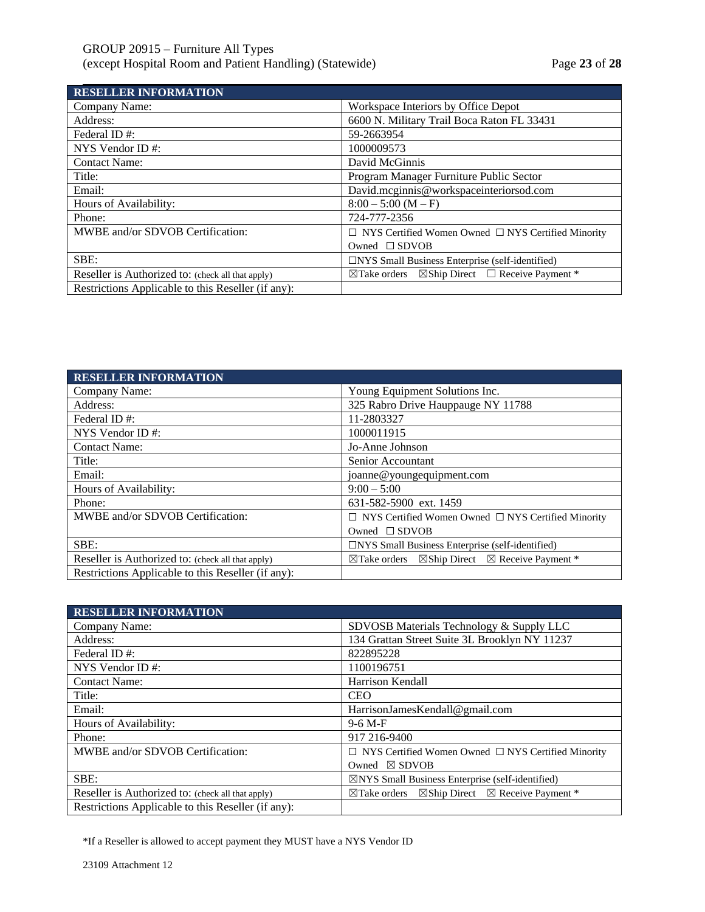| RESELLER INFORMATION | |
|---|---|
| Company Name: | Workspace Interiors by Office Depot |
| Address: | 6600 N. Military Trail Boca Raton FL 33431 |
| Federal ID #: | 59-2663954 |
| NYS Vendor ID #: | 1000009573 |
| Contact Name: | David McGinnis |
| Title: | Program Manager Furniture Public Sector |
| Email: | David.mcginnis@workspaceinteriorsod.com |
| Hours of Availability: | 8:00 – 5:00 (M – F) |
| Phone: | 724-777-2356 |
| MWBE and/or SDVOB Certification: | ☐ NYS Certified Women Owned ☐ NYS Certified Minority Owned ☐ SDVOB |
| SBE: | ☐NYS Small Business Enterprise (self-identified) |
| Reseller is Authorized to: (check all that apply) | ☒Take orders ☒Ship Direct ☐ Receive Payment * |
| Restrictions Applicable to this Reseller (if any): | |

| RESELLER INFORMATION | |
|---|---|
| Company Name: | Young Equipment Solutions Inc. |
| Address: | 325 Rabro Drive Hauppauge NY 11788 |
| Federal ID #: | 11-2803327 |
| NYS Vendor ID #: | 1000011915 |
| Contact Name: | Jo-Anne Johnson |
| Title: | Senior Accountant |
| Email: | joanne@youngequipment.com |
| Hours of Availability: | 9:00 – 5:00 |
| Phone: | 631-582-5900 ext. 1459 |
| MWBE and/or SDVOB Certification: | ☐ NYS Certified Women Owned ☐ NYS Certified Minority Owned ☐ SDVOB |
| SBE: | ☐NYS Small Business Enterprise (self-identified) |
| Reseller is Authorized to: (check all that apply) | ☒Take orders ☒Ship Direct ☒ Receive Payment * |
| Restrictions Applicable to this Reseller (if any): | |

| RESELLER INFORMATION | |
|---|---|
| Company Name: | SDVOSB Materials Technology & Supply LLC |
| Address: | 134 Grattan Street Suite 3L Brooklyn NY 11237 |
| Federal ID #: | 822895228 |
| NYS Vendor ID #: | 1100196751 |
| Contact Name: | Harrison Kendall |
| Title: | CEO |
| Email: | HarrisonJamesKendall@gmail.com |
| Hours of Availability: | 9-6 M-F |
| Phone: | 917 216-9400 |
| MWBE and/or SDVOB Certification: | ☐ NYS Certified Women Owned ☐ NYS Certified Minority Owned ☒ SDVOB |
| SBE: | ☒NYS Small Business Enterprise (self-identified) |
| Reseller is Authorized to: (check all that apply) | ☒Take orders ☒Ship Direct ☒ Receive Payment * |
| Restrictions Applicable to this Reseller (if any): | |

*If a Reseller is allowed to accept payment they MUST have a NYS Vendor ID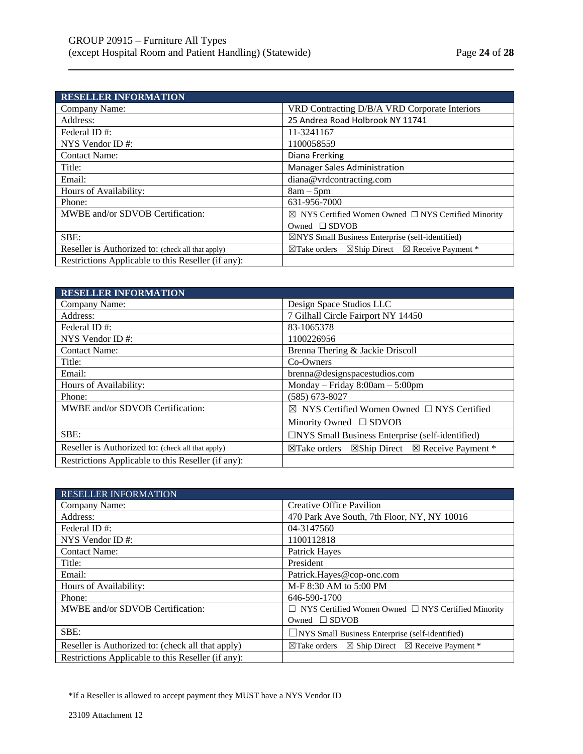| RESELLER INFORMATION | |
|---|---|
| Company Name: | VRD Contracting D/B/A VRD Corporate Interiors |
| Address: | 25 Andrea Road Holbrook NY 11741 |
| Federal ID #: | 11-3241167 |
| NYS Vendor ID #: | 1100058559 |
| Contact Name: | Diana Frerking |
| Title: | Manager Sales Administration |
| Email: | diana@vrdcontracting.com |
| Hours of Availability: | 8am – 5pm |
| Phone: | 631-956-7000 |
| MWBE and/or SDVOB Certification: | ☒ NYS Certified Women Owned ☐ NYS Certified Minority Owned ☐ SDVOB |
| SBE: | ☒NYS Small Business Enterprise (self-identified) |
| Reseller is Authorized to: (check all that apply) | ☒Take orders ☒Ship Direct ☒ Receive Payment * |
| Restrictions Applicable to this Reseller (if any): | |

| RESELLER INFORMATION | |
|---|---|
| Company Name: | Design Space Studios LLC |
| Address: | 7 Gilhall Circle Fairport NY 14450 |
| Federal ID #: | 83-1065378 |
| NYS Vendor ID #: | 1100226956 |
| Contact Name: | Brenna Thering & Jackie Driscoll |
| Title: | Co-Owners |
| Email: | brenna@designspacestudios.com |
| Hours of Availability: | Monday – Friday 8:00am – 5:00pm |
| Phone: | (585) 673-8027 |
| MWBE and/or SDVOB Certification: | ☒ NYS Certified Women Owned ☐ NYS Certified Minority Owned ☐ SDVOB |
| SBE: | ☐NYS Small Business Enterprise (self-identified) |
| Reseller is Authorized to: (check all that apply) | ☒Take orders ☒Ship Direct ☒ Receive Payment * |
| Restrictions Applicable to this Reseller (if any): | |

| RESELLER INFORMATION | |
|---|---|
| Company Name: | Creative Office Pavilion |
| Address: | 470 Park Ave South, 7th Floor, NY, NY 10016 |
| Federal ID #: | 04-3147560 |
| NYS Vendor ID #: | 1100112818 |
| Contact Name: | Patrick Hayes |
| Title: | President |
| Email: | Patrick.Hayes@cop-onc.com |
| Hours of Availability: | M-F 8:30 AM to 5:00 PM |
| Phone: | 646-590-1700 |
| MWBE and/or SDVOB Certification: | ☐ NYS Certified Women Owned ☐ NYS Certified Minority Owned ☐ SDVOB |
| SBE: | ☐NYS Small Business Enterprise (self-identified) |
| Reseller is Authorized to: (check all that apply) | ☒Take orders ☒ Ship Direct ☒ Receive Payment * |
| Restrictions Applicable to this Reseller (if any): | |

*If a Reseller is allowed to accept payment they MUST have a NYS Vendor ID

23109 Attachment 12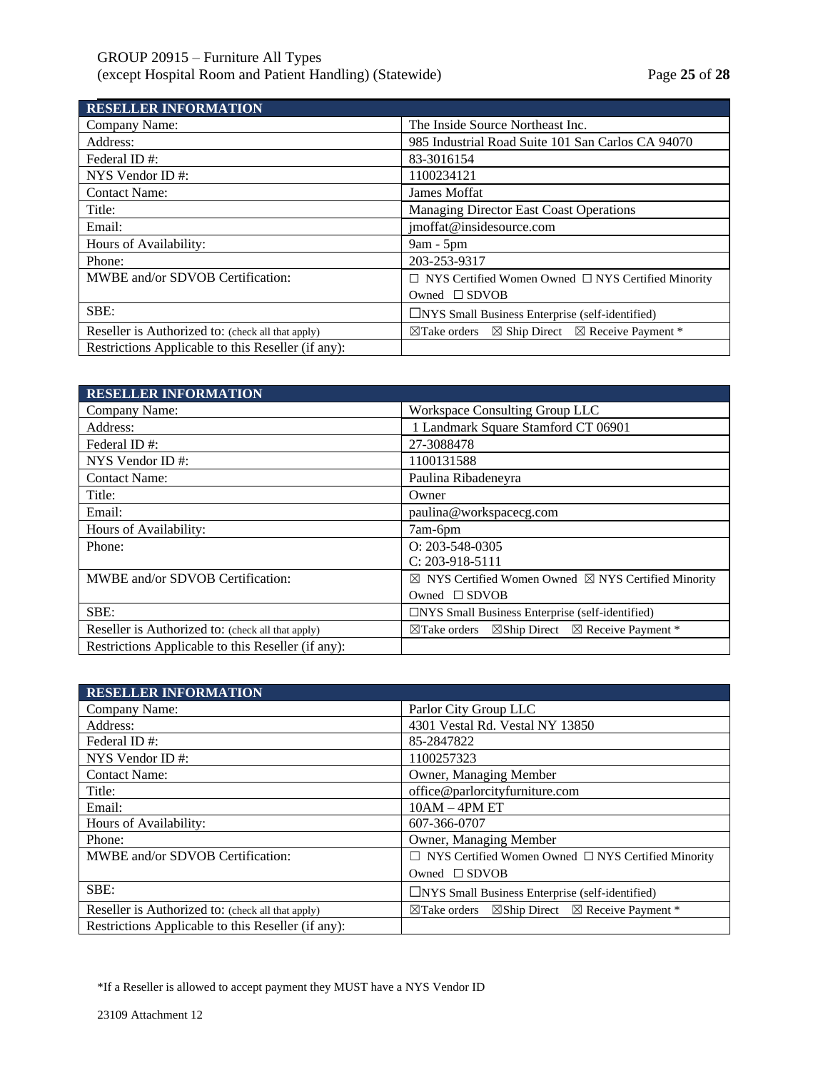| RESELLER INFORMATION | |
|---|---|
| Company Name: | The Inside Source Northeast Inc. |
| Address: | 985 Industrial Road Suite 101 San Carlos CA 94070 |
| Federal ID #: | 83-3016154 |
| NYS Vendor ID #: | 1100234121 |
| Contact Name: | James Moffat |
| Title: | Managing Director East Coast Operations |
| Email: | jmoffat@insidesource.com |
| Hours of Availability: | 9am - 5pm |
| Phone: | 203-253-9317 |
| MWBE and/or SDVOB Certification: | ☐ NYS Certified Women Owned ☐ NYS Certified Minority Owned ☐ SDVOB |
| SBE: | ☐NYS Small Business Enterprise (self-identified) |
| Reseller is Authorized to: (check all that apply) | ☒Take orders ☒ Ship Direct ☒ Receive Payment * |
| Restrictions Applicable to this Reseller (if any): | |

| RESELLER INFORMATION | |
|---|---|
| Company Name: | Workspace Consulting Group LLC |
| Address: | 1 Landmark Square Stamford CT 06901 |
| Federal ID #: | 27-3088478 |
| NYS Vendor ID #: | 1100131588 |
| Contact Name: | Paulina Ribadeneyra |
| Title: | Owner |
| Email: | paulina@workspacecg.com |
| Hours of Availability: | 7am-6pm |
| Phone: | O: 203-548-0305<br>C: 203-918-5111 |
| MWBE and/or SDVOB Certification: | ☒ NYS Certified Women Owned ☒ NYS Certified Minority Owned ☐ SDVOB |
| SBE: | ☐NYS Small Business Enterprise (self-identified) |
| Reseller is Authorized to: (check all that apply) | ☒Take orders ☒Ship Direct ☒ Receive Payment * |
| Restrictions Applicable to this Reseller (if any): | |

| RESELLER INFORMATION | |
|---|---|
| Company Name: | Parlor City Group LLC |
| Address: | 4301 Vestal Rd. Vestal NY 13850 |
| Federal ID #: | 85-2847822 |
| NYS Vendor ID #: | 1100257323 |
| Contact Name: | Owner, Managing Member |
| Title: | office@parlorcityfurniture.com |
| Email: | 10AM – 4PM ET |
| Hours of Availability: | 607-366-0707 |
| Phone: | Owner, Managing Member |
| MWBE and/or SDVOB Certification: | ☐ NYS Certified Women Owned ☐ NYS Certified Minority Owned ☐ SDVOB |
| SBE: | ☐NYS Small Business Enterprise (self-identified) |
| Reseller is Authorized to: (check all that apply) | ☒Take orders ☒Ship Direct ☒ Receive Payment * |
| Restrictions Applicable to this Reseller (if any): | |

*If a Reseller is allowed to accept payment they MUST have a NYS Vendor ID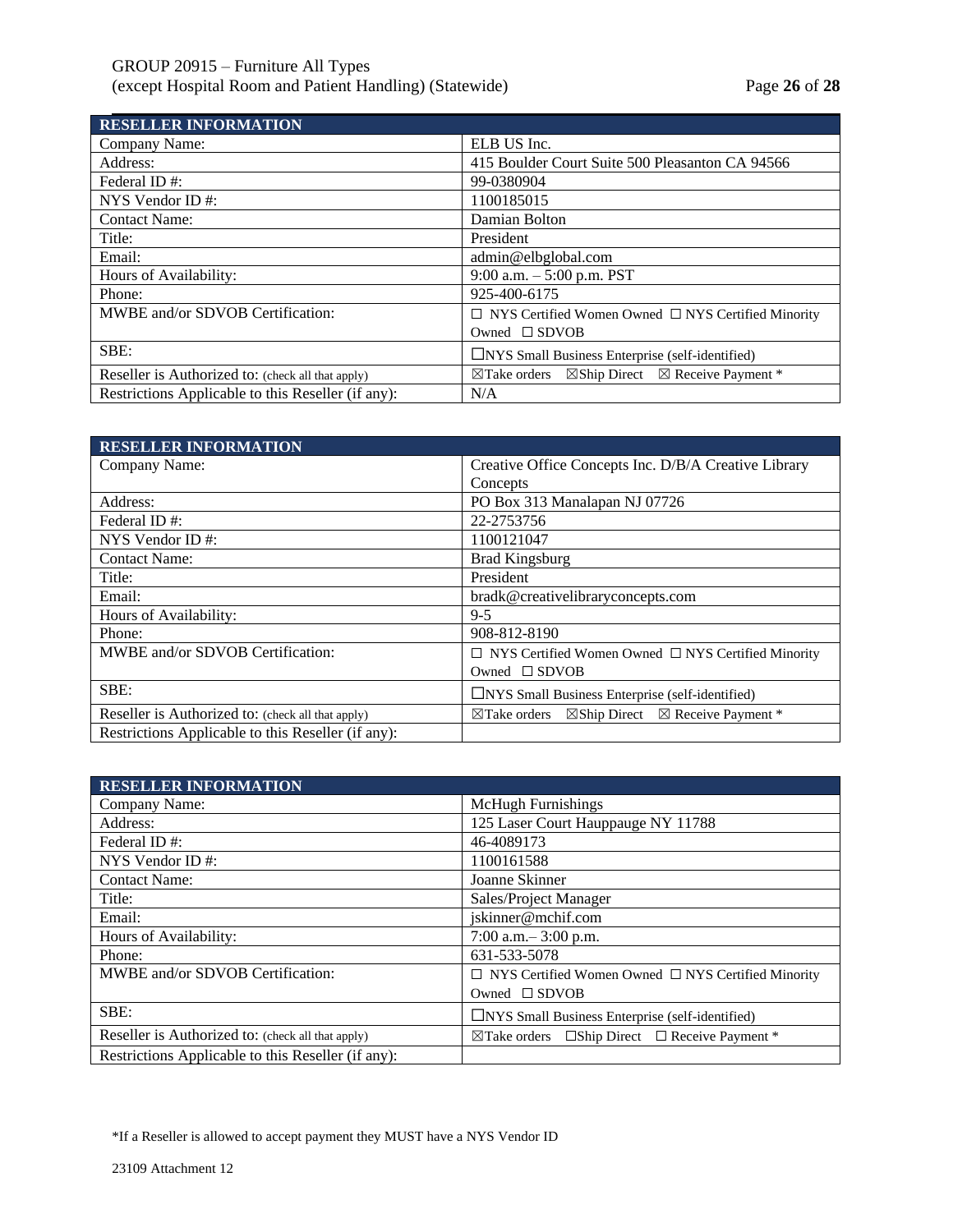| RESELLER INFORMATION | |
|---|---|
| Company Name: | ELB US Inc. |
| Address: | 415 Boulder Court Suite 500 Pleasanton CA 94566 |
| Federal ID #: | 99-0380904 |
| NYS Vendor ID #: | 1100185015 |
| Contact Name: | Damian Bolton |
| Title: | President |
| Email: | admin@elbglobal.com |
| Hours of Availability: | 9:00 a.m. – 5:00 p.m. PST |
| Phone: | 925-400-6175 |
| MWBE and/or SDVOB Certification: | ☐ NYS Certified Women Owned ☐ NYS Certified Minority Owned ☐ SDVOB |
| SBE: | ☐NYS Small Business Enterprise (self-identified) |
| Reseller is Authorized to: (check all that apply) | ☒Take orders ☒Ship Direct ☒ Receive Payment * |
| Restrictions Applicable to this Reseller (if any): | N/A |

| RESELLER INFORMATION | |
|---|---|
| Company Name: | Creative Office Concepts Inc. D/B/A Creative Library Concepts |
| Address: | PO Box 313 Manalapan NJ 07726 |
| Federal ID #: | 22-2753756 |
| NYS Vendor ID #: | 1100121047 |
| Contact Name: | Brad Kingsburg |
| Title: | President |
| Email: | bradk@creativelibraryconcepts.com |
| Hours of Availability: | 9-5 |
| Phone: | 908-812-8190 |
| MWBE and/or SDVOB Certification: | ☐ NYS Certified Women Owned ☐ NYS Certified Minority Owned ☐ SDVOB |
| SBE: | ☐NYS Small Business Enterprise (self-identified) |
| Reseller is Authorized to: (check all that apply) | ☒Take orders ☒Ship Direct ☒ Receive Payment * |
| Restrictions Applicable to this Reseller (if any): | |

| RESELLER INFORMATION | |
|---|---|
| Company Name: | McHugh Furnishings |
| Address: | 125 Laser Court Hauppauge NY 11788 |
| Federal ID #: | 46-4089173 |
| NYS Vendor ID #: | 1100161588 |
| Contact Name: | Joanne Skinner |
| Title: | Sales/Project Manager |
| Email: | jskinner@mchif.com |
| Hours of Availability: | 7:00 a.m.– 3:00 p.m. |
| Phone: | 631-533-5078 |
| MWBE and/or SDVOB Certification: | ☐ NYS Certified Women Owned ☐ NYS Certified Minority Owned ☐ SDVOB |
| SBE: | ☐NYS Small Business Enterprise (self-identified) |
| Reseller is Authorized to: (check all that apply) | ☒Take orders ☐Ship Direct ☐ Receive Payment * |
| Restrictions Applicable to this Reseller (if any): | |

*If a Reseller is allowed to accept payment they MUST have a NYS Vendor ID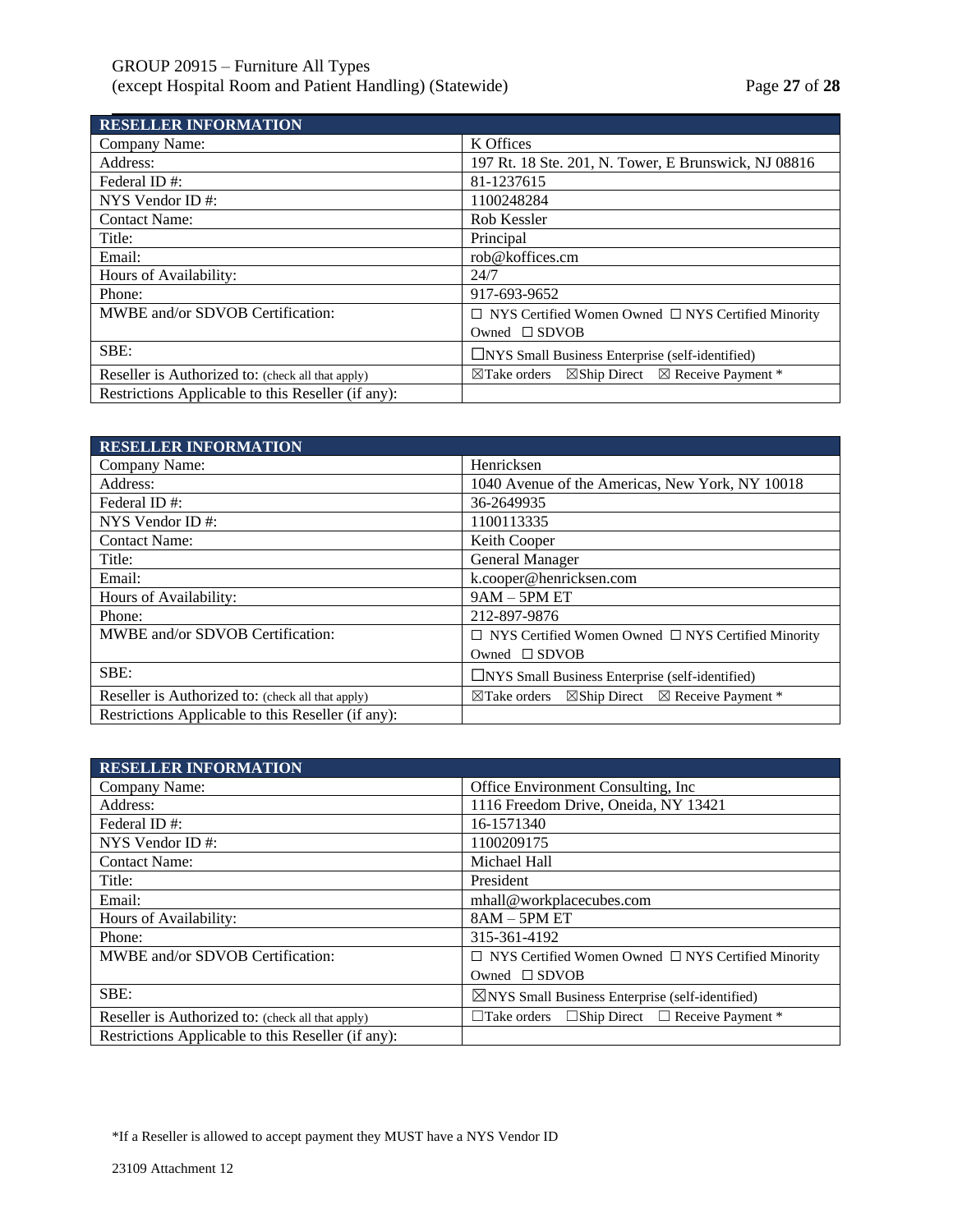| RESELLER INFORMATION | |
|---|---|
| Company Name: | K Offices |
| Address: | 197 Rt. 18 Ste. 201, N. Tower, E Brunswick, NJ 08816 |
| Federal ID #: | 81-1237615 |
| NYS Vendor ID #: | 1100248284 |
| Contact Name: | Rob Kessler |
| Title: | Principal |
| Email: | rob@koffices.cm |
| Hours of Availability: | 24/7 |
| Phone: | 917-693-9652 |
| MWBE and/or SDVOB Certification: | ☐ NYS Certified Women Owned ☐ NYS Certified Minority Owned ☐ SDVOB |
| SBE: | ☐NYS Small Business Enterprise (self-identified) |
| Reseller is Authorized to: (check all that apply) | ☒Take orders ☒Ship Direct ☒ Receive Payment * |
| Restrictions Applicable to this Reseller (if any): | |

| RESELLER INFORMATION | |
|---|---|
| Company Name: | Henricksen |
| Address: | 1040 Avenue of the Americas, New York, NY 10018 |
| Federal ID #: | 36-2649935 |
| NYS Vendor ID #: | 1100113335 |
| Contact Name: | Keith Cooper |
| Title: | General Manager |
| Email: | k.cooper@henricksen.com |
| Hours of Availability: | 9AM – 5PM ET |
| Phone: | 212-897-9876 |
| MWBE and/or SDVOB Certification: | ☐ NYS Certified Women Owned ☐ NYS Certified Minority Owned ☐ SDVOB |
| SBE: | ☐NYS Small Business Enterprise (self-identified) |
| Reseller is Authorized to: (check all that apply) | ☒Take orders ☒Ship Direct ☒ Receive Payment * |
| Restrictions Applicable to this Reseller (if any): | |

| RESELLER INFORMATION | |
|---|---|
| Company Name: | Office Environment Consulting, Inc |
| Address: | 1116 Freedom Drive, Oneida, NY 13421 |
| Federal ID #: | 16-1571340 |
| NYS Vendor ID #: | 1100209175 |
| Contact Name: | Michael Hall |
| Title: | President |
| Email: | mhall@workplacecubes.com |
| Hours of Availability: | 8AM – 5PM ET |
| Phone: | 315-361-4192 |
| MWBE and/or SDVOB Certification: | ☐ NYS Certified Women Owned ☐ NYS Certified Minority Owned ☐ SDVOB |
| SBE: | ☒NYS Small Business Enterprise (self-identified) |
| Reseller is Authorized to: (check all that apply) | ☐Take orders ☐Ship Direct ☐ Receive Payment * |
| Restrictions Applicable to this Reseller (if any): | |

*If a Reseller is allowed to accept payment they MUST have a NYS Vendor ID

23109 Attachment 12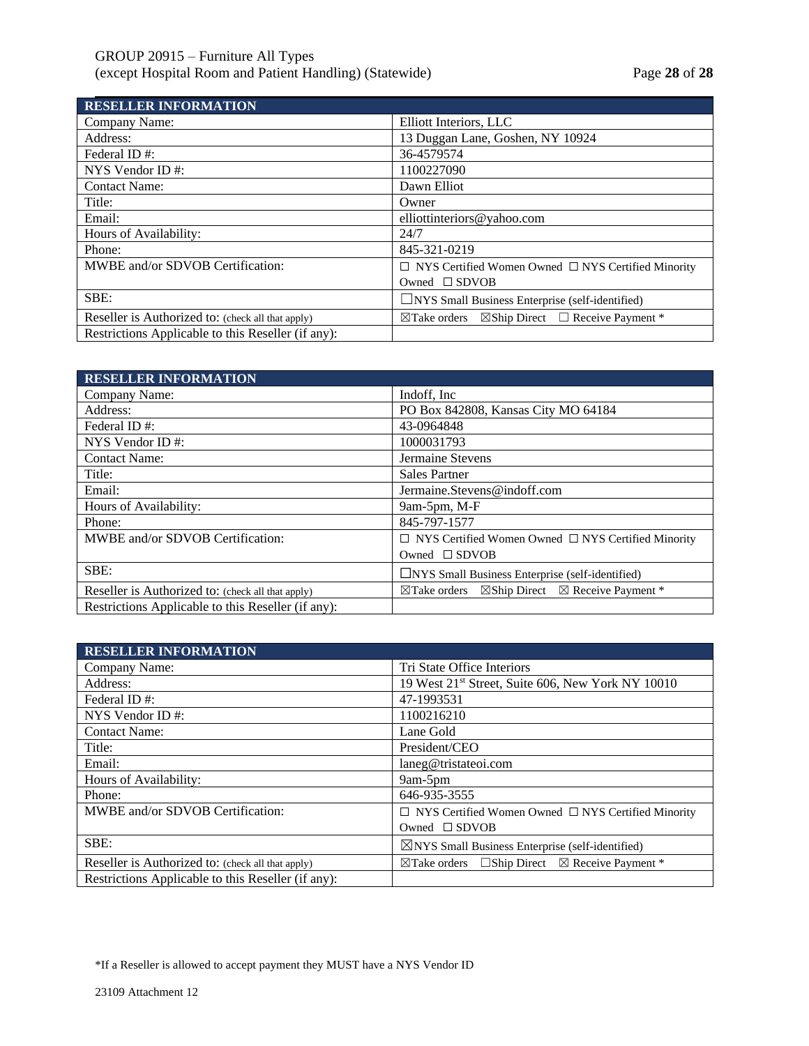| RESELLER INFORMATION | |
|---|---|
| Company Name: | Elliott Interiors, LLC |
| Address: | 13 Duggan Lane, Goshen, NY 10924 |
| Federal ID #: | 36-4579574 |
| NYS Vendor ID #: | 1100227090 |
| Contact Name: | Dawn Elliot |
| Title: | Owner |
| Email: | elliottinteriors@yahoo.com |
| Hours of Availability: | 24/7 |
| Phone: | 845-321-0219 |
| MWBE and/or SDVOB Certification: | ☐ NYS Certified Women Owned ☐ NYS Certified Minority Owned ☐ SDVOB |
| SBE: | ☐NYS Small Business Enterprise (self-identified) |
| Reseller is Authorized to: (check all that apply) | ☒Take orders ☒Ship Direct ☐ Receive Payment * |
| Restrictions Applicable to this Reseller (if any): | |

| RESELLER INFORMATION | |
|---|---|
| Company Name: | Indoff, Inc |
| Address: | PO Box 842808, Kansas City MO 64184 |
| Federal ID #: | 43-0964848 |
| NYS Vendor ID #: | 1000031793 |
| Contact Name: | Jermaine Stevens |
| Title: | Sales Partner |
| Email: | Jermaine.Stevens@indoff.com |
| Hours of Availability: | 9am-5pm, M-F |
| Phone: | 845-797-1577 |
| MWBE and/or SDVOB Certification: | ☐ NYS Certified Women Owned ☐ NYS Certified Minority Owned ☐ SDVOB |
| SBE: | ☐NYS Small Business Enterprise (self-identified) |
| Reseller is Authorized to: (check all that apply) | ☒Take orders ☒Ship Direct ☒ Receive Payment * |
| Restrictions Applicable to this Reseller (if any): | |

| RESELLER INFORMATION | |
|---|---|
| Company Name: | Tri State Office Interiors |
| Address: | 19 West 21st Street, Suite 606, New York NY 10010 |
| Federal ID #: | 47-1993531 |
| NYS Vendor ID #: | 1100216210 |
| Contact Name: | Lane Gold |
| Title: | President/CEO |
| Email: | laneg@tristateoi.com |
| Hours of Availability: | 9am-5pm |
| Phone: | 646-935-3555 |
| MWBE and/or SDVOB Certification: | ☐ NYS Certified Women Owned ☐ NYS Certified Minority Owned ☐ SDVOB |
| SBE: | ☒NYS Small Business Enterprise (self-identified) |
| Reseller is Authorized to: (check all that apply) | ☒Take orders ☐Ship Direct ☒ Receive Payment * |
| Restrictions Applicable to this Reseller (if any): | |

*If a Reseller is allowed to accept payment they MUST have a NYS Vendor ID